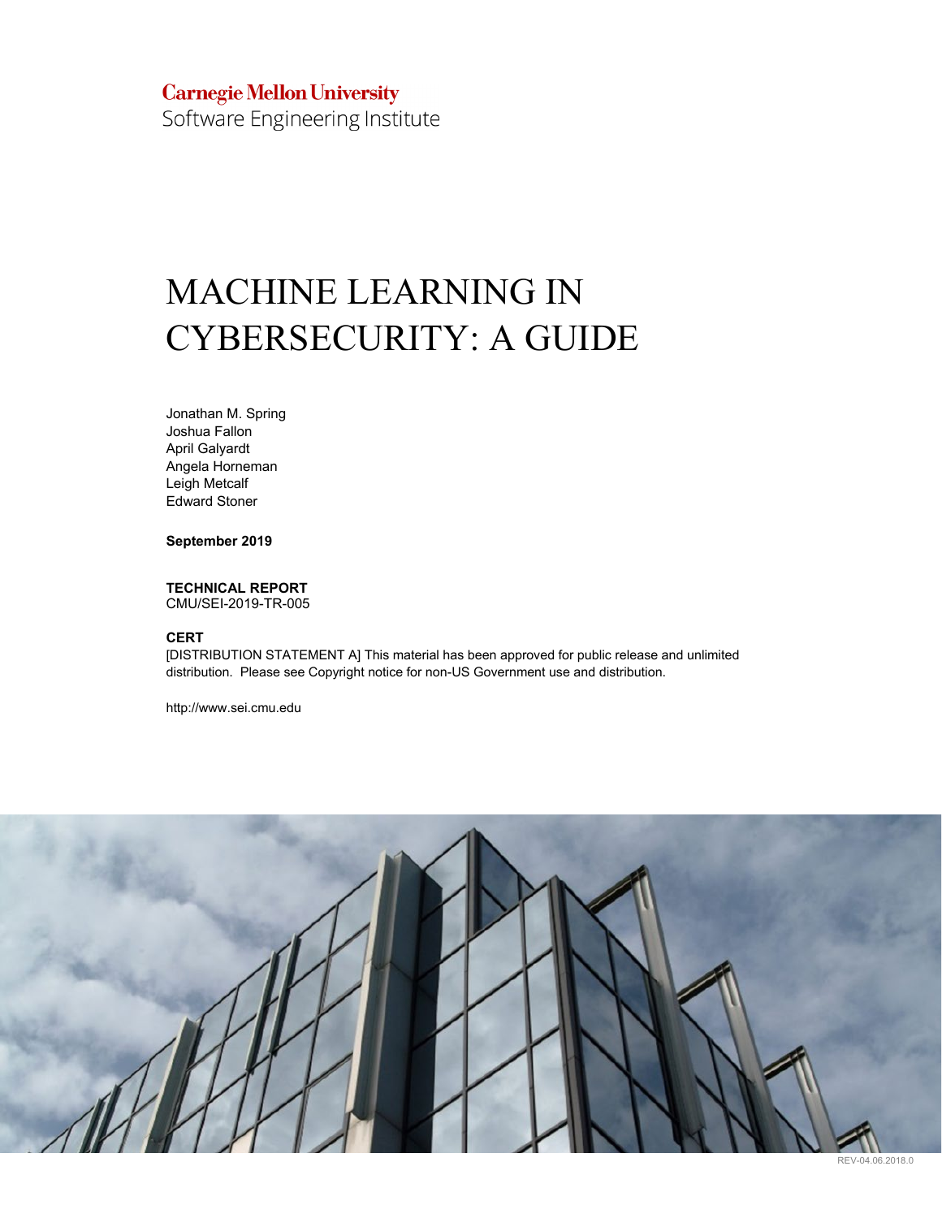**Carnegie Mellon University**
Software Engineering Institute

# MACHINE LEARNING IN CYBERSECURITY: A GUIDE

Jonathan M. Spring
Joshua Fallon
April Galyardt
Angela Horneman
Leigh Metcalf
Edward Stoner

**September 2019**

**TECHNICAL REPORT**
CMU/SEI-2019-TR-005

**CERT**
[DISTRIBUTION STATEMENT A] This material has been approved for public release and unlimited distribution. Please see Copyright notice for non-US Government use and distribution.

http://www.sei.cmu.edu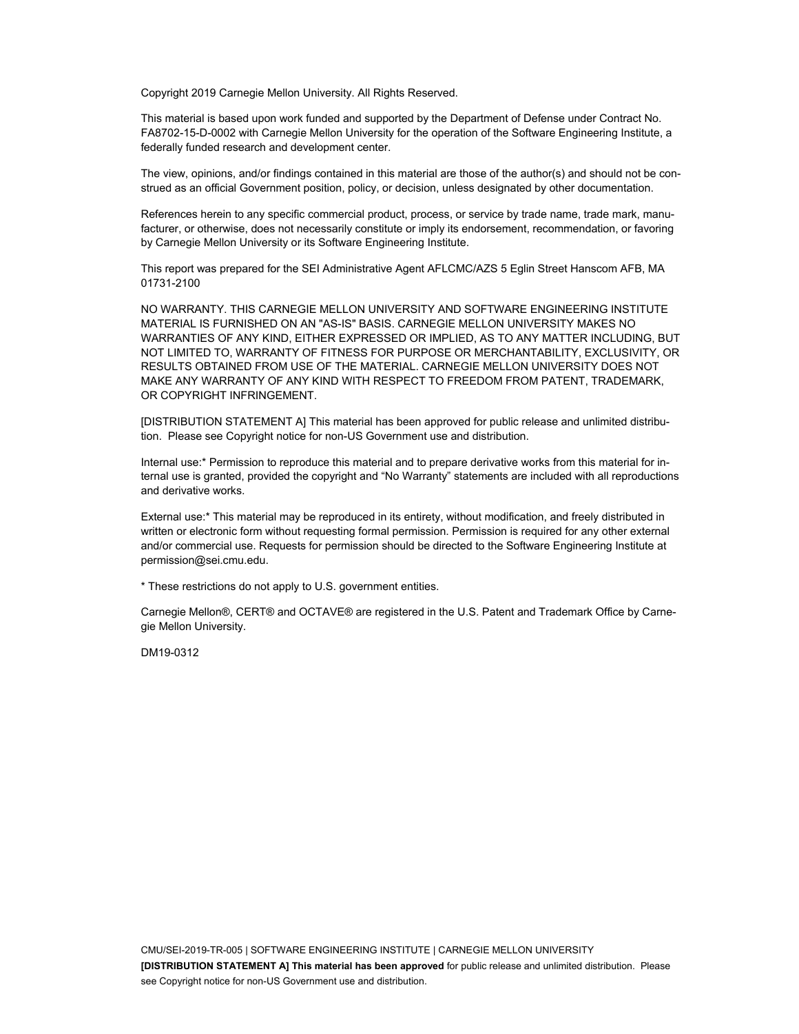Copyright 2019 Carnegie Mellon University. All Rights Reserved.

This material is based upon work funded and supported by the Department of Defense under Contract No. FA8702-15-D-0002 with Carnegie Mellon University for the operation of the Software Engineering Institute, a federally funded research and development center.

The view, opinions, and/or findings contained in this material are those of the author(s) and should not be construed as an official Government position, policy, or decision, unless designated by other documentation.

References herein to any specific commercial product, process, or service by trade name, trade mark, manufacturer, or otherwise, does not necessarily constitute or imply its endorsement, recommendation, or favoring by Carnegie Mellon University or its Software Engineering Institute.

This report was prepared for the SEI Administrative Agent AFLCMC/AZS 5 Eglin Street Hanscom AFB, MA 01731-2100

NO WARRANTY. THIS CARNEGIE MELLON UNIVERSITY AND SOFTWARE ENGINEERING INSTITUTE MATERIAL IS FURNISHED ON AN "AS-IS" BASIS. CARNEGIE MELLON UNIVERSITY MAKES NO WARRANTIES OF ANY KIND, EITHER EXPRESSED OR IMPLIED, AS TO ANY MATTER INCLUDING, BUT NOT LIMITED TO, WARRANTY OF FITNESS FOR PURPOSE OR MERCHANTABILITY, EXCLUSIVITY, OR RESULTS OBTAINED FROM USE OF THE MATERIAL. CARNEGIE MELLON UNIVERSITY DOES NOT MAKE ANY WARRANTY OF ANY KIND WITH RESPECT TO FREEDOM FROM PATENT, TRADEMARK, OR COPYRIGHT INFRINGEMENT.

[DISTRIBUTION STATEMENT A] This material has been approved for public release and unlimited distribution. Please see Copyright notice for non-US Government use and distribution.

Internal use:* Permission to reproduce this material and to prepare derivative works from this material for internal use is granted, provided the copyright and “No Warranty” statements are included with all reproductions and derivative works.

External use:* This material may be reproduced in its entirety, without modification, and freely distributed in written or electronic form without requesting formal permission. Permission is required for any other external and/or commercial use. Requests for permission should be directed to the Software Engineering Institute at permission@sei.cmu.edu.

* These restrictions do not apply to U.S. government entities.

Carnegie Mellon®, CERT® and OCTAVE® are registered in the U.S. Patent and Trademark Office by Carnegie Mellon University.

DM19-0312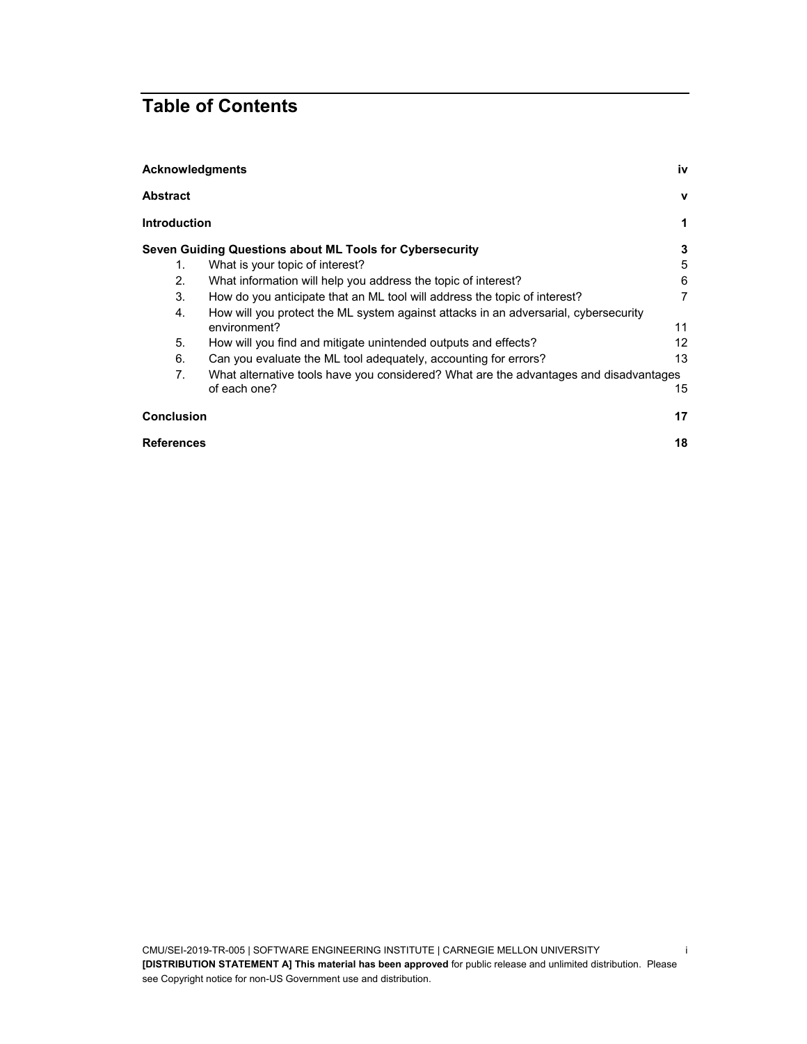# Table of Contents

| | | |
|---|---|---|
| **Acknowledgments** | | **iv** |
| **Abstract** | | **v** |
| **Introduction** | | **1** |
| **Seven Guiding Questions about ML Tools for Cybersecurity** | | **3** |
| 1. | What is your topic of interest? | 5 |
| 2. | What information will help you address the topic of interest? | 6 |
| 3. | How do you anticipate that an ML tool will address the topic of interest? | 7 |
| 4. | How will you protect the ML system against attacks in an adversarial, cybersecurity environment? | 11 |
| 5. | How will you find and mitigate unintended outputs and effects? | 12 |
| 6. | Can you evaluate the ML tool adequately, accounting for errors? | 13 |
| 7. | What alternative tools have you considered? What are the advantages and disadvantages of each one? | 15 |
| **Conclusion** | | **17** |
| **References** | | **18** |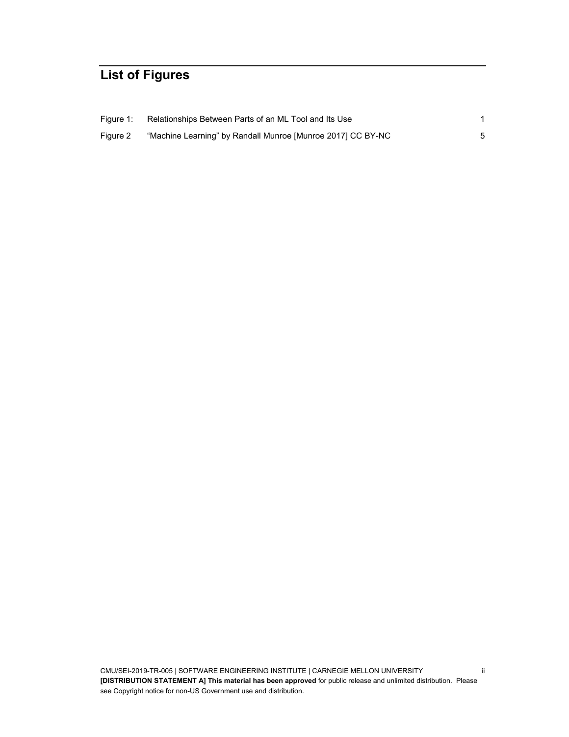# List of Figures

| | | |
|---|---|---|
| Figure 1: | Relationships Between Parts of an ML Tool and Its Use | 1 |
| Figure 2 | "Machine Learning" by Randall Munroe [Munroe 2017] CC BY-NC | 5 |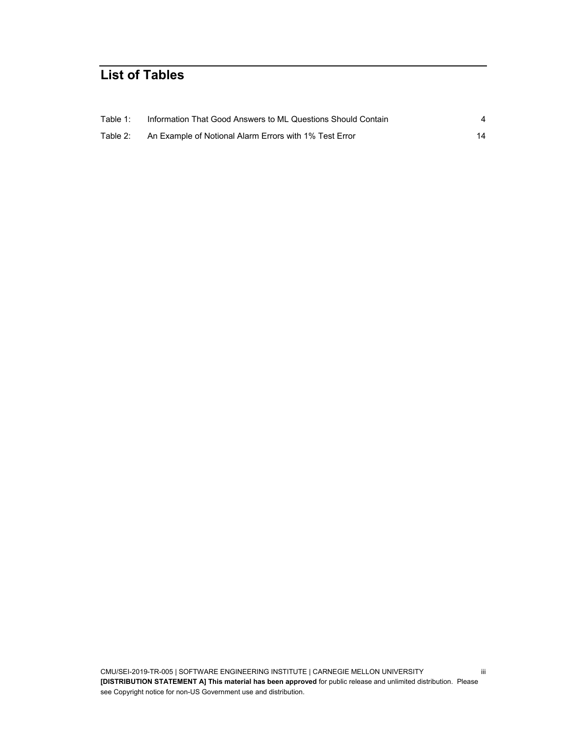# List of Tables

| | | |
|---|---|---|
| Table 1: | Information That Good Answers to ML Questions Should Contain | 4 |
| Table 2: | An Example of Notional Alarm Errors with 1% Test Error | 14 |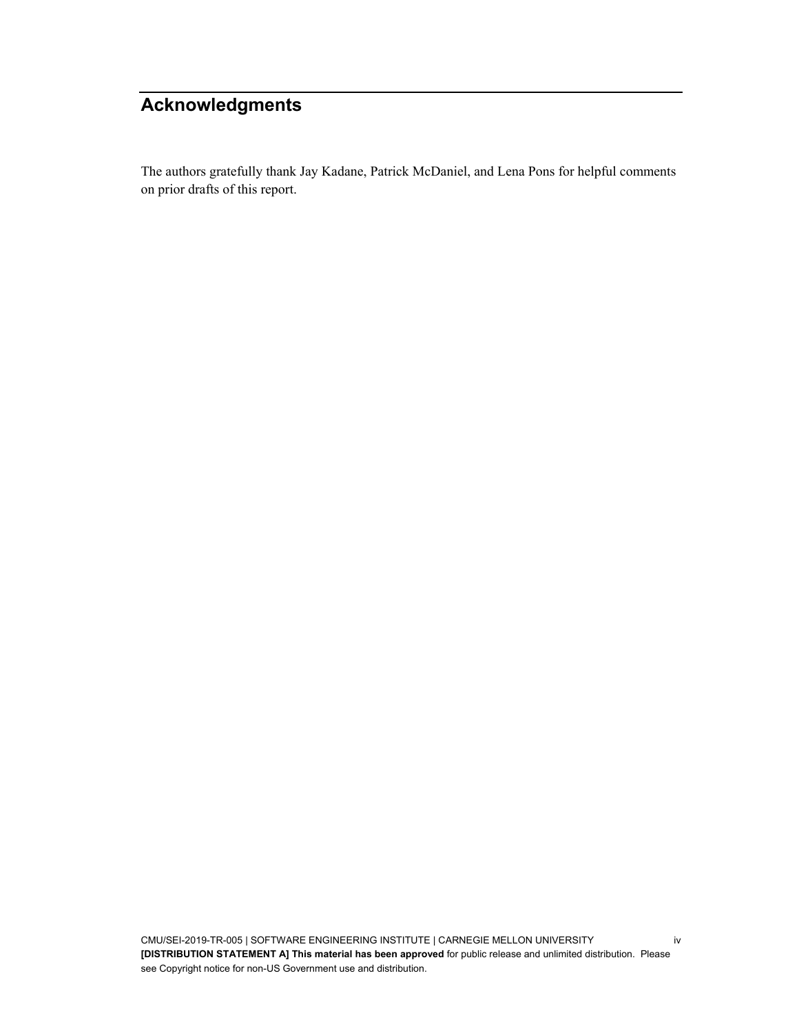# Acknowledgments

The authors gratefully thank Jay Kadane, Patrick McDaniel, and Lena Pons for helpful comments on prior drafts of this report.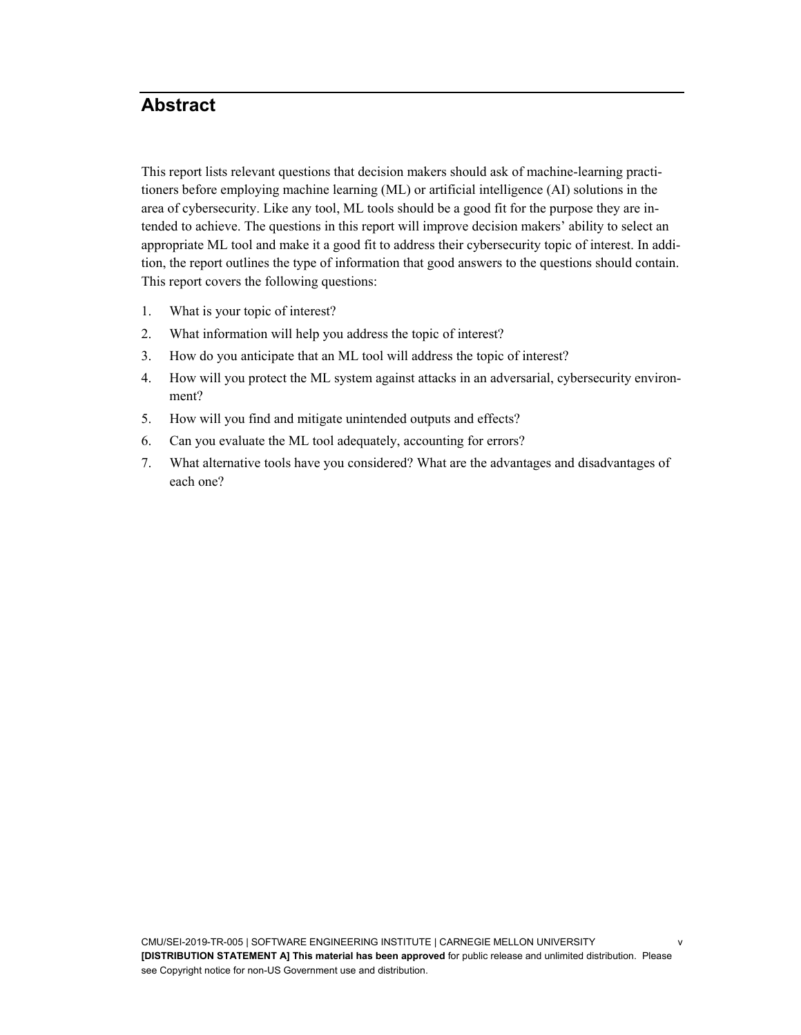## Abstract

This report lists relevant questions that decision makers should ask of machine-learning practitioners before employing machine learning (ML) or artificial intelligence (AI) solutions in the area of cybersecurity. Like any tool, ML tools should be a good fit for the purpose they are intended to achieve. The questions in this report will improve decision makers' ability to select an appropriate ML tool and make it a good fit to address their cybersecurity topic of interest. In addition, the report outlines the type of information that good answers to the questions should contain. This report covers the following questions:

1. What is your topic of interest?
2. What information will help you address the topic of interest?
3. How do you anticipate that an ML tool will address the topic of interest?
4. How will you protect the ML system against attacks in an adversarial, cybersecurity environment?
5. How will you find and mitigate unintended outputs and effects?
6. Can you evaluate the ML tool adequately, accounting for errors?
7. What alternative tools have you considered? What are the advantages and disadvantages of each one?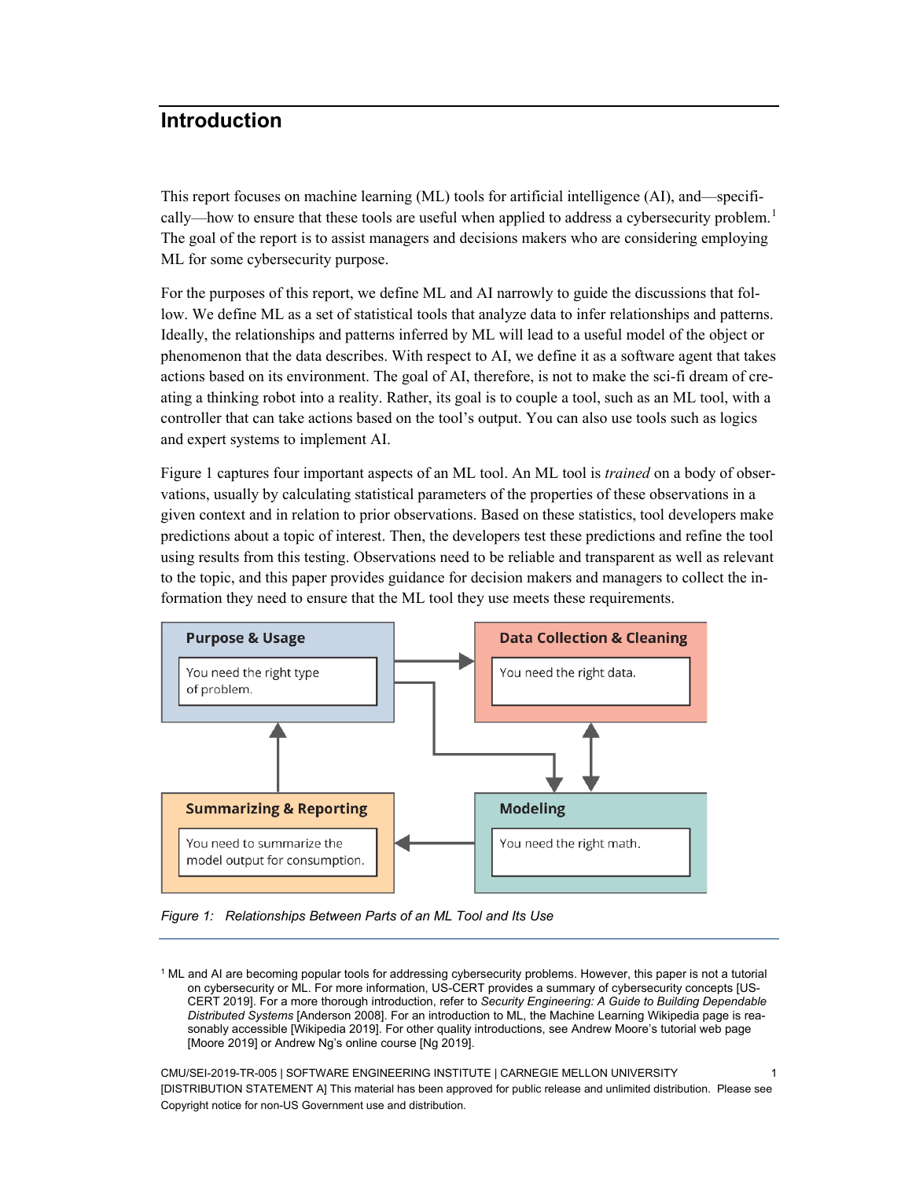# Introduction

This report focuses on machine learning (ML) tools for artificial intelligence (AI), and—specifically—how to ensure that these tools are useful when applied to address a cybersecurity problem.[1] The goal of the report is to assist managers and decisions makers who are considering employing ML for some cybersecurity purpose.

For the purposes of this report, we define ML and AI narrowly to guide the discussions that follow. We define ML as a set of statistical tools that analyze data to infer relationships and patterns. Ideally, the relationships and patterns inferred by ML will lead to a useful model of the object or phenomenon that the data describes. With respect to AI, we define it as a software agent that takes actions based on its environment. The goal of AI, therefore, is not to make the sci-fi dream of creating a thinking robot into a reality. Rather, its goal is to couple a tool, such as an ML tool, with a controller that can take actions based on the tool's output. You can also use tools such as logics and expert systems to implement AI.

Figure 1 captures four important aspects of an ML tool. An ML tool is *trained* on a body of observations, usually by calculating statistical parameters of the properties of these observations in a given context and in relation to prior observations. Based on these statistics, tool developers make predictions about a topic of interest. Then, the developers test these predictions and refine the tool using results from this testing. Observations need to be reliable and transparent as well as relevant to the topic, and this paper provides guidance for decision makers and managers to collect the information they need to ensure that the ML tool they use meets these requirements.

**Purpose & Usage**
You need the right type of problem.

**Data Collection & Cleaning**
You need the right data.

**Summarizing & Reporting**
You need to summarize the model output for consumption.

**Modeling**
You need the right math.

*Figure 1: Relationships Between Parts of an ML Tool and Its Use*

[1] ML and AI are becoming popular tools for addressing cybersecurity problems. However, this paper is not a tutorial on cybersecurity or ML. For more information, US-CERT provides a summary of cybersecurity concepts [US-CERT 2019]. For a more thorough introduction, refer to *Security Engineering: A Guide to Building Dependable Distributed Systems* [Anderson 2008]. For an introduction to ML, the Machine Learning Wikipedia page is reasonably accessible [Wikipedia 2019]. For other quality introductions, see Andrew Moore's tutorial web page [Moore 2019] or Andrew Ng's online course [Ng 2019].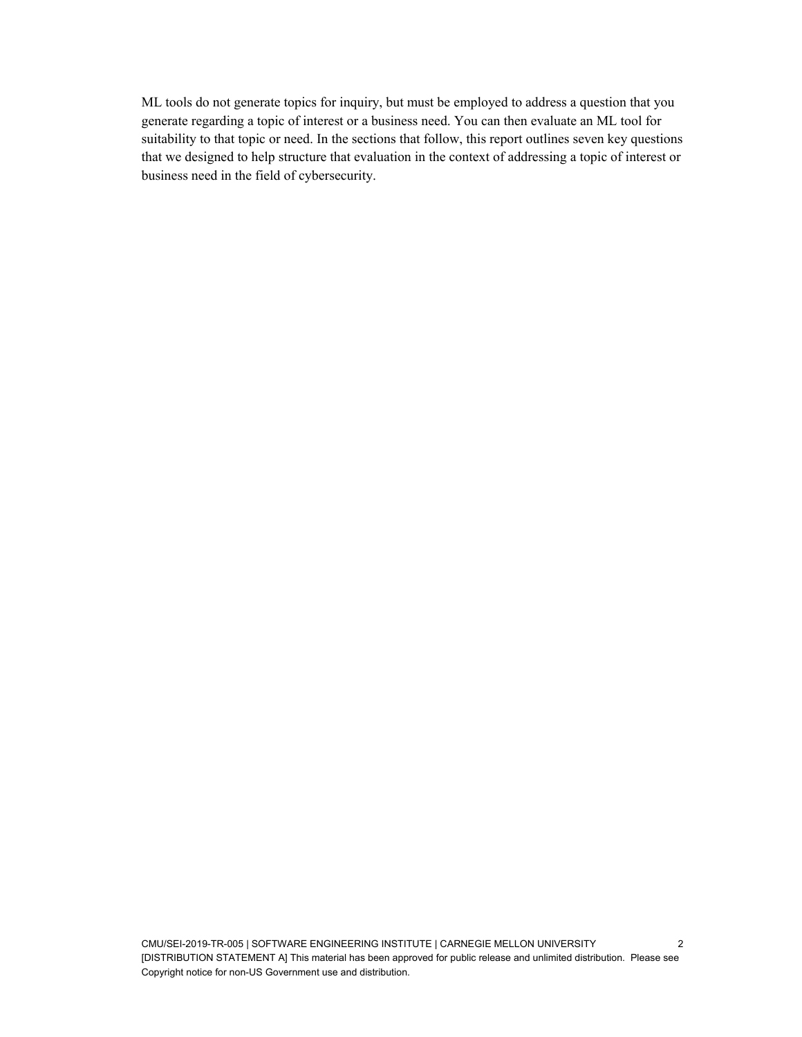ML tools do not generate topics for inquiry, but must be employed to address a question that you generate regarding a topic of interest or a business need. You can then evaluate an ML tool for suitability to that topic or need. In the sections that follow, this report outlines seven key questions that we designed to help structure that evaluation in the context of addressing a topic of interest or business need in the field of cybersecurity.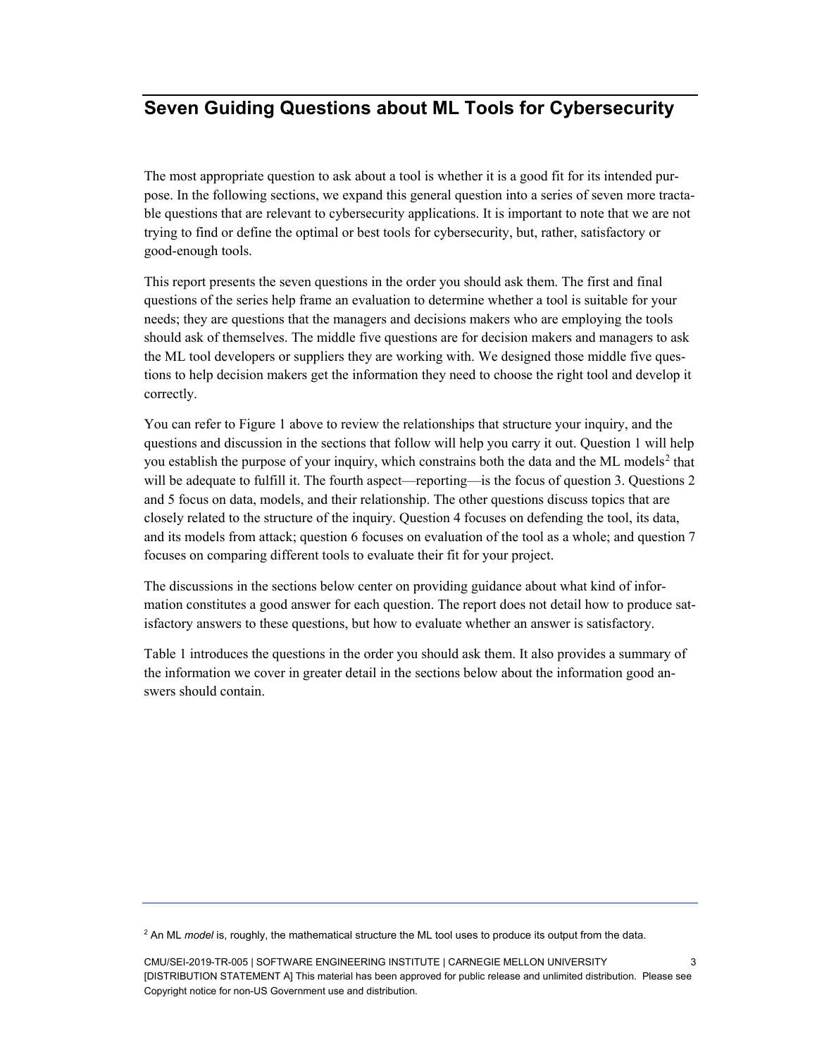## Seven Guiding Questions about ML Tools for Cybersecurity

The most appropriate question to ask about a tool is whether it is a good fit for its intended purpose. In the following sections, we expand this general question into a series of seven more tractable questions that are relevant to cybersecurity applications. It is important to note that we are not trying to find or define the optimal or best tools for cybersecurity, but, rather, satisfactory or good-enough tools.

This report presents the seven questions in the order you should ask them. The first and final questions of the series help frame an evaluation to determine whether a tool is suitable for your needs; they are questions that the managers and decisions makers who are employing the tools should ask of themselves. The middle five questions are for decision makers and managers to ask the ML tool developers or suppliers they are working with. We designed those middle five questions to help decision makers get the information they need to choose the right tool and develop it correctly.

You can refer to Figure 1 above to review the relationships that structure your inquiry, and the questions and discussion in the sections that follow will help you carry it out. Question 1 will help you establish the purpose of your inquiry, which constrains both the data and the ML models[2] that will be adequate to fulfill it. The fourth aspect—reporting—is the focus of question 3. Questions 2 and 5 focus on data, models, and their relationship. The other questions discuss topics that are closely related to the structure of the inquiry. Question 4 focuses on defending the tool, its data, and its models from attack; question 6 focuses on evaluation of the tool as a whole; and question 7 focuses on comparing different tools to evaluate their fit for your project.

The discussions in the sections below center on providing guidance about what kind of information constitutes a good answer for each question. The report does not detail how to produce satisfactory answers to these questions, but how to evaluate whether an answer is satisfactory.

Table 1 introduces the questions in the order you should ask them. It also provides a summary of the information we cover in greater detail in the sections below about the information good answers should contain.

[2] An ML *model* is, roughly, the mathematical structure the ML tool uses to produce its output from the data.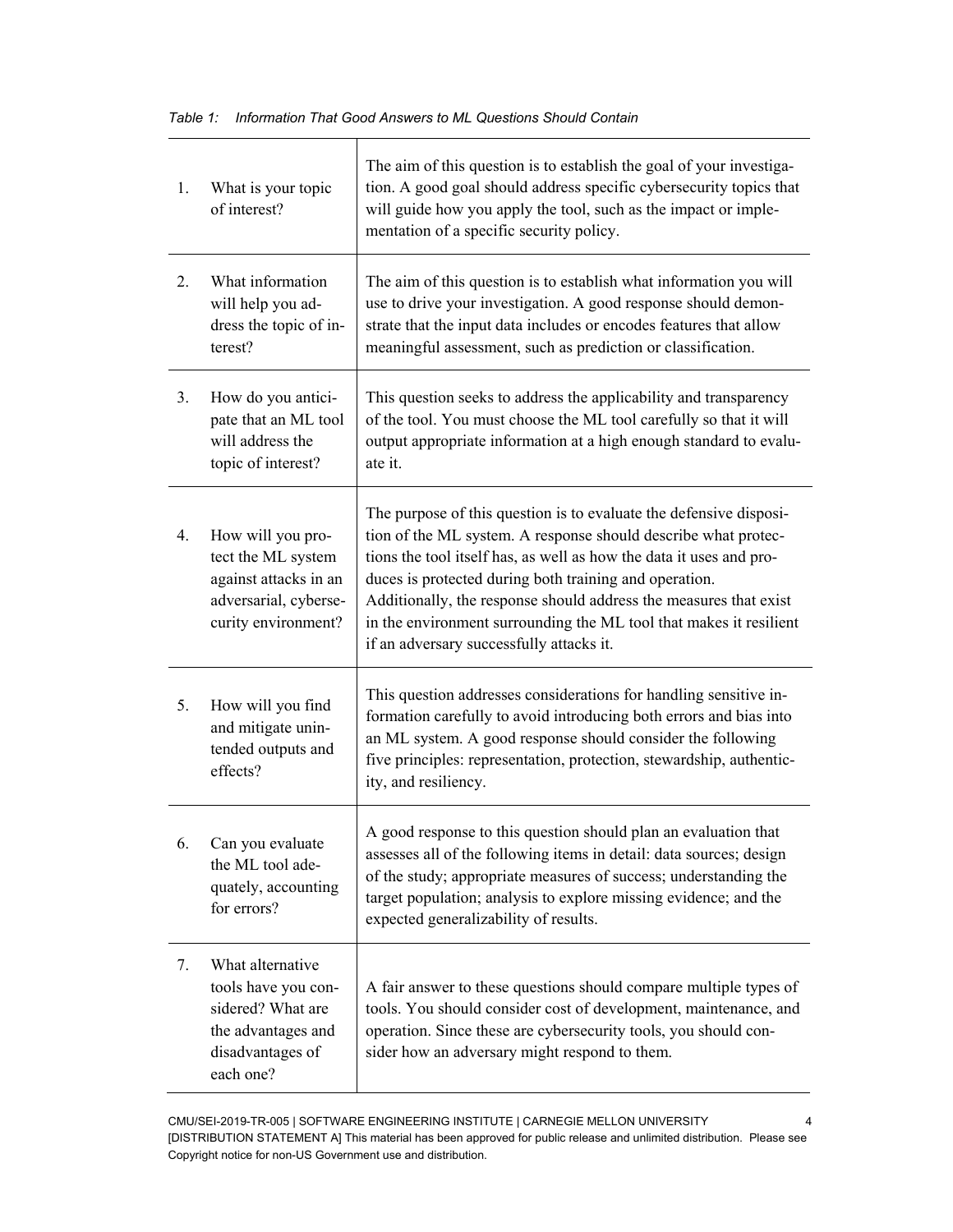*Table 1: Information That Good Answers to ML Questions Should Contain*

| | | |
|---|---|---|
| 1. | What is your topic of interest? | The aim of this question is to establish the goal of your investigation. A good goal should address specific cybersecurity topics that will guide how you apply the tool, such as the impact or implementation of a specific security policy. |
| 2. | What information will help you address the topic of interest? | The aim of this question is to establish what information you will use to drive your investigation. A good response should demonstrate that the input data includes or encodes features that allow meaningful assessment, such as prediction or classification. |
| 3. | How do you anticipate that an ML tool will address the topic of interest? | This question seeks to address the applicability and transparency of the tool. You must choose the ML tool carefully so that it will output appropriate information at a high enough standard to evaluate it. |
| 4. | How will you protect the ML system against attacks in an adversarial, cybersecurity environment? | The purpose of this question is to evaluate the defensive disposition of the ML system. A response should describe what protections the tool itself has, as well as how the data it uses and produces is protected during both training and operation. Additionally, the response should address the measures that exist in the environment surrounding the ML tool that makes it resilient if an adversary successfully attacks it. |
| 5. | How will you find and mitigate unintended outputs and effects? | This question addresses considerations for handling sensitive information carefully to avoid introducing both errors and bias into an ML system. A good response should consider the following five principles: representation, protection, stewardship, authenticity, and resiliency. |
| 6. | Can you evaluate the ML tool adequately, accounting for errors? | A good response to this question should plan an evaluation that assesses all of the following items in detail: data sources; design of the study; appropriate measures of success; understanding the target population; analysis to explore missing evidence; and the expected generalizability of results. |
| 7. | What alternative tools have you considered? What are the advantages and disadvantages of each one? | A fair answer to these questions should compare multiple types of tools. You should consider cost of development, maintenance, and operation. Since these are cybersecurity tools, you should consider how an adversary might respond to them. |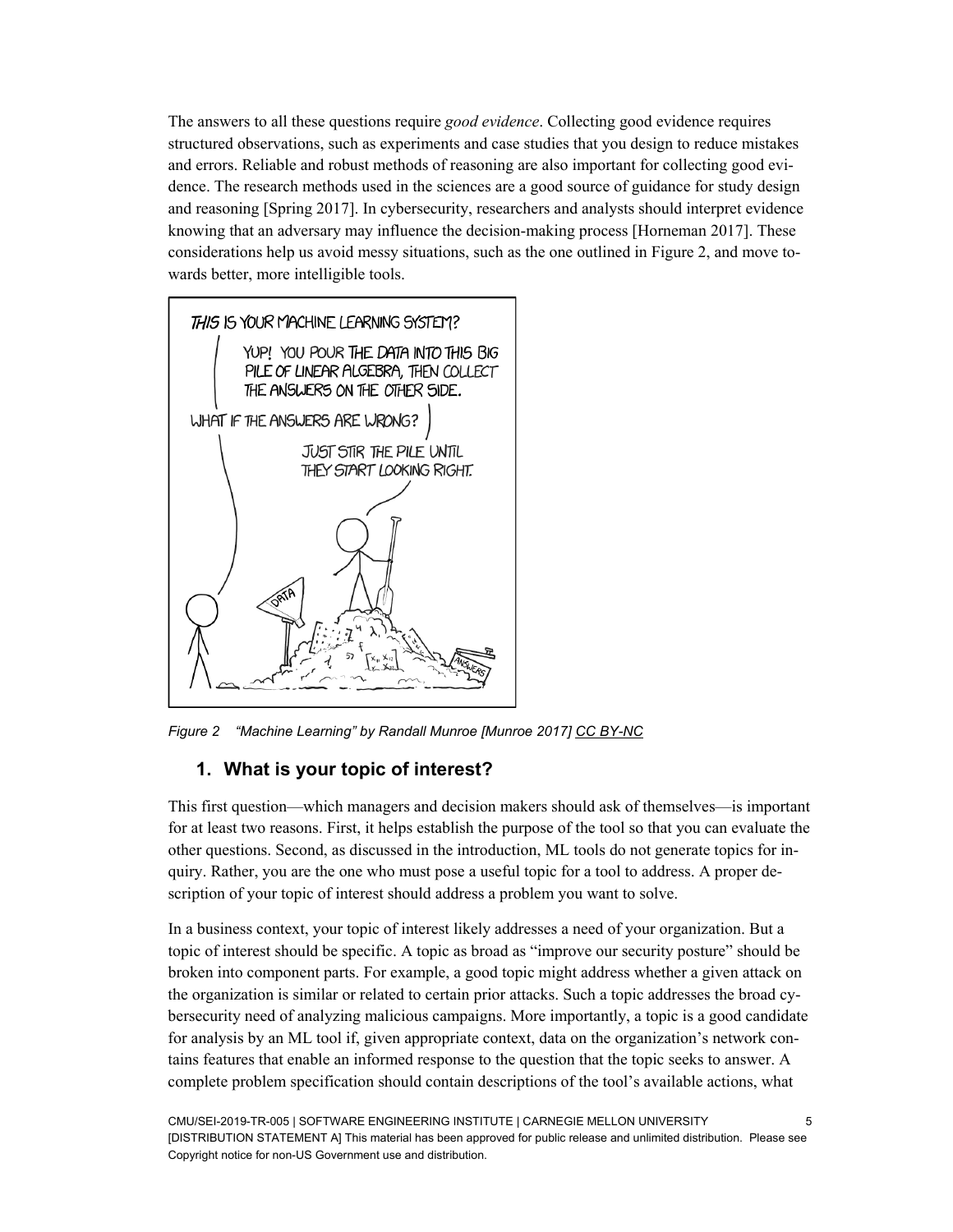The answers to all these questions require *good evidence*. Collecting good evidence requires structured observations, such as experiments and case studies that you design to reduce mistakes and errors. Reliable and robust methods of reasoning are also important for collecting good evidence. The research methods used in the sciences are a good source of guidance for study design and reasoning [Spring 2017]. In cybersecurity, researchers and analysts should interpret evidence knowing that an adversary may influence the decision-making process [Horneman 2017]. These considerations help us avoid messy situations, such as the one outlined in Figure 2, and move towards better, more intelligible tools.

*Figure 2 "Machine Learning" by Randall Munroe [Munroe 2017] CC BY-NC*

## 1. What is your topic of interest?

This first question—which managers and decision makers should ask of themselves—is important for at least two reasons. First, it helps establish the purpose of the tool so that you can evaluate the other questions. Second, as discussed in the introduction, ML tools do not generate topics for inquiry. Rather, you are the one who must pose a useful topic for a tool to address. A proper description of your topic of interest should address a problem you want to solve.

In a business context, your topic of interest likely addresses a need of your organization. But a topic of interest should be specific. A topic as broad as "improve our security posture" should be broken into component parts. For example, a good topic might address whether a given attack on the organization is similar or related to certain prior attacks. Such a topic addresses the broad cybersecurity need of analyzing malicious campaigns. More importantly, a topic is a good candidate for analysis by an ML tool if, given appropriate context, data on the organization's network contains features that enable an informed response to the question that the topic seeks to answer. A complete problem specification should contain descriptions of the tool's available actions, what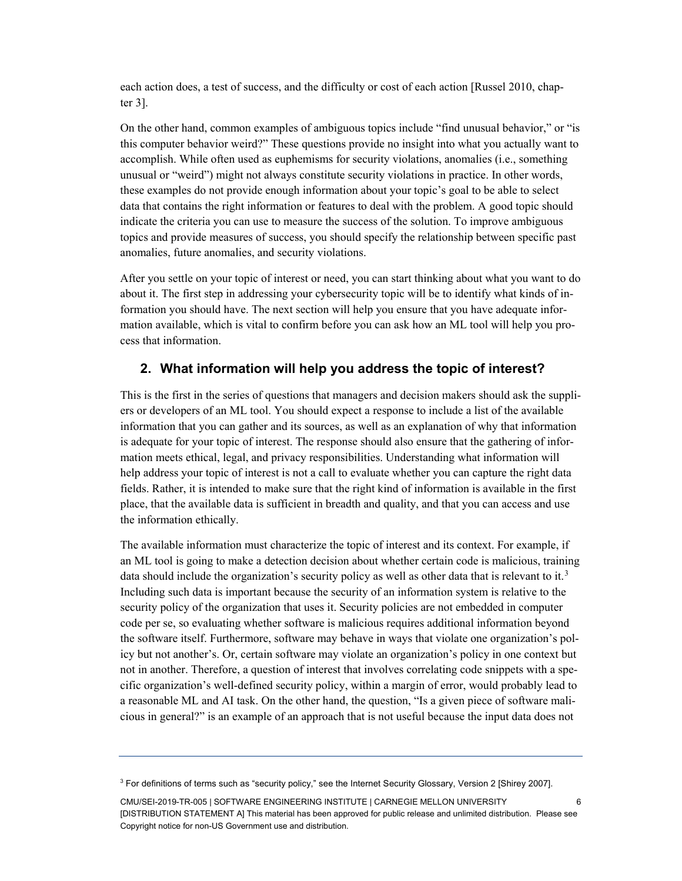each action does, a test of success, and the difficulty or cost of each action [Russel 2010, chapter 3].

On the other hand, common examples of ambiguous topics include "find unusual behavior," or "is this computer behavior weird?" These questions provide no insight into what you actually want to accomplish. While often used as euphemisms for security violations, anomalies (i.e., something unusual or "weird") might not always constitute security violations in practice. In other words, these examples do not provide enough information about your topic's goal to be able to select data that contains the right information or features to deal with the problem. A good topic should indicate the criteria you can use to measure the success of the solution. To improve ambiguous topics and provide measures of success, you should specify the relationship between specific past anomalies, future anomalies, and security violations.

After you settle on your topic of interest or need, you can start thinking about what you want to do about it. The first step in addressing your cybersecurity topic will be to identify what kinds of information you should have. The next section will help you ensure that you have adequate information available, which is vital to confirm before you can ask how an ML tool will help you process that information.

## 2. What information will help you address the topic of interest?

This is the first in the series of questions that managers and decision makers should ask the suppliers or developers of an ML tool. You should expect a response to include a list of the available information that you can gather and its sources, as well as an explanation of why that information is adequate for your topic of interest. The response should also ensure that the gathering of information meets ethical, legal, and privacy responsibilities. Understanding what information will help address your topic of interest is not a call to evaluate whether you can capture the right data fields. Rather, it is intended to make sure that the right kind of information is available in the first place, that the available data is sufficient in breadth and quality, and that you can access and use the information ethically.

The available information must characterize the topic of interest and its context. For example, if an ML tool is going to make a detection decision about whether certain code is malicious, training data should include the organization's security policy as well as other data that is relevant to it.[3] Including such data is important because the security of an information system is relative to the security policy of the organization that uses it. Security policies are not embedded in computer code per se, so evaluating whether software is malicious requires additional information beyond the software itself. Furthermore, software may behave in ways that violate one organization's policy but not another's. Or, certain software may violate an organization's policy in one context but not in another. Therefore, a question of interest that involves correlating code snippets with a specific organization's well-defined security policy, within a margin of error, would probably lead to a reasonable ML and AI task. On the other hand, the question, "Is a given piece of software malicious in general?" is an example of an approach that is not useful because the input data does not

[3] For definitions of terms such as "security policy," see the Internet Security Glossary, Version 2 [Shirey 2007].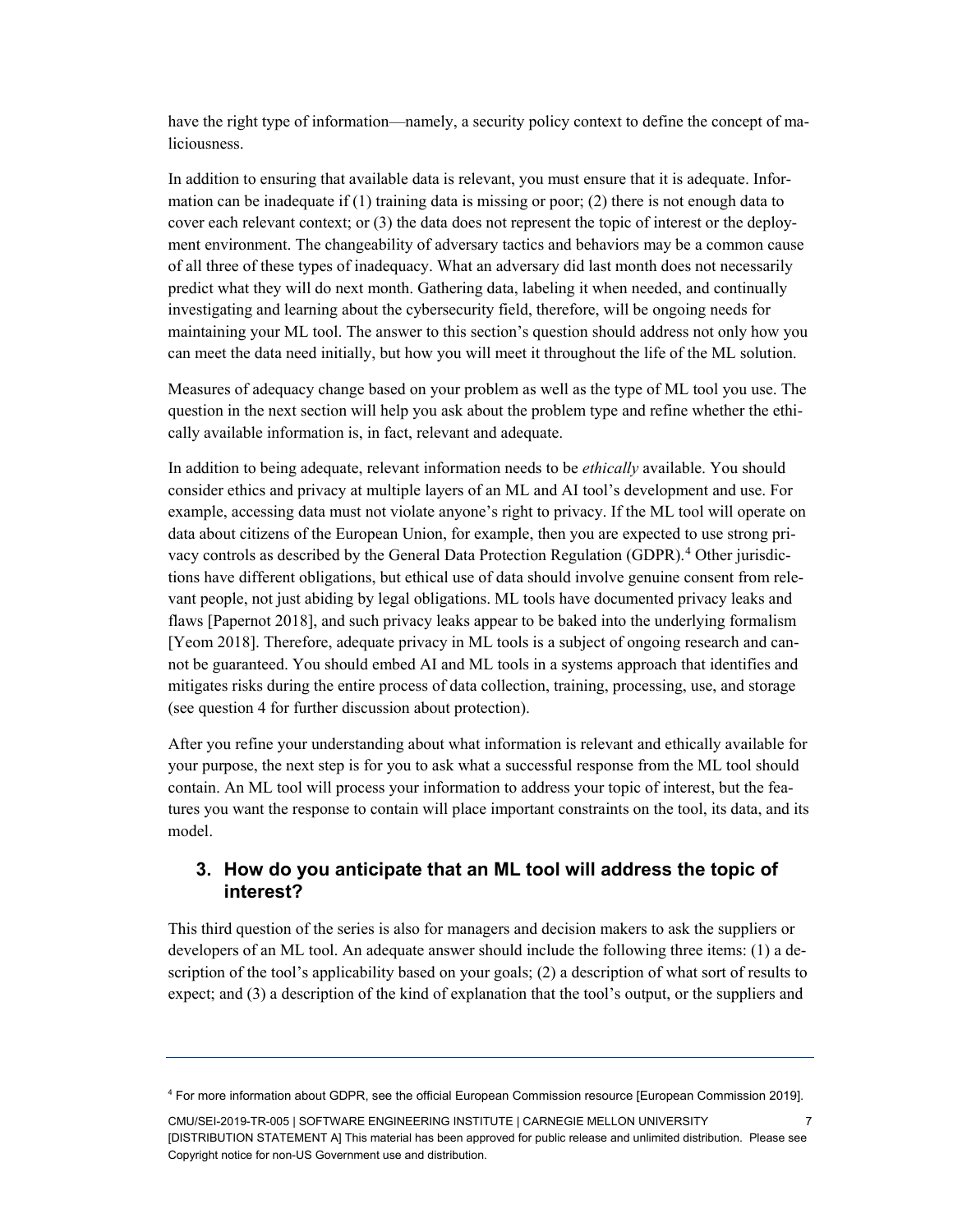have the right type of information—namely, a security policy context to define the concept of maliciousness.

In addition to ensuring that available data is relevant, you must ensure that it is adequate. Information can be inadequate if (1) training data is missing or poor; (2) there is not enough data to cover each relevant context; or (3) the data does not represent the topic of interest or the deployment environment. The changeability of adversary tactics and behaviors may be a common cause of all three of these types of inadequacy. What an adversary did last month does not necessarily predict what they will do next month. Gathering data, labeling it when needed, and continually investigating and learning about the cybersecurity field, therefore, will be ongoing needs for maintaining your ML tool. The answer to this section's question should address not only how you can meet the data need initially, but how you will meet it throughout the life of the ML solution.

Measures of adequacy change based on your problem as well as the type of ML tool you use. The question in the next section will help you ask about the problem type and refine whether the ethically available information is, in fact, relevant and adequate.

In addition to being adequate, relevant information needs to be *ethically* available. You should consider ethics and privacy at multiple layers of an ML and AI tool's development and use. For example, accessing data must not violate anyone's right to privacy. If the ML tool will operate on data about citizens of the European Union, for example, then you are expected to use strong privacy controls as described by the General Data Protection Regulation (GDPR).[4] Other jurisdictions have different obligations, but ethical use of data should involve genuine consent from relevant people, not just abiding by legal obligations. ML tools have documented privacy leaks and flaws [Papernot 2018], and such privacy leaks appear to be baked into the underlying formalism [Yeom 2018]. Therefore, adequate privacy in ML tools is a subject of ongoing research and cannot be guaranteed. You should embed AI and ML tools in a systems approach that identifies and mitigates risks during the entire process of data collection, training, processing, use, and storage (see question 4 for further discussion about protection).

After you refine your understanding about what information is relevant and ethically available for your purpose, the next step is for you to ask what a successful response from the ML tool should contain. An ML tool will process your information to address your topic of interest, but the features you want the response to contain will place important constraints on the tool, its data, and its model.

## 3. How do you anticipate that an ML tool will address the topic of interest?

This third question of the series is also for managers and decision makers to ask the suppliers or developers of an ML tool. An adequate answer should include the following three items: (1) a description of the tool's applicability based on your goals; (2) a description of what sort of results to expect; and (3) a description of the kind of explanation that the tool's output, or the suppliers and

---

[4] For more information about GDPR, see the official European Commission resource [European Commission 2019].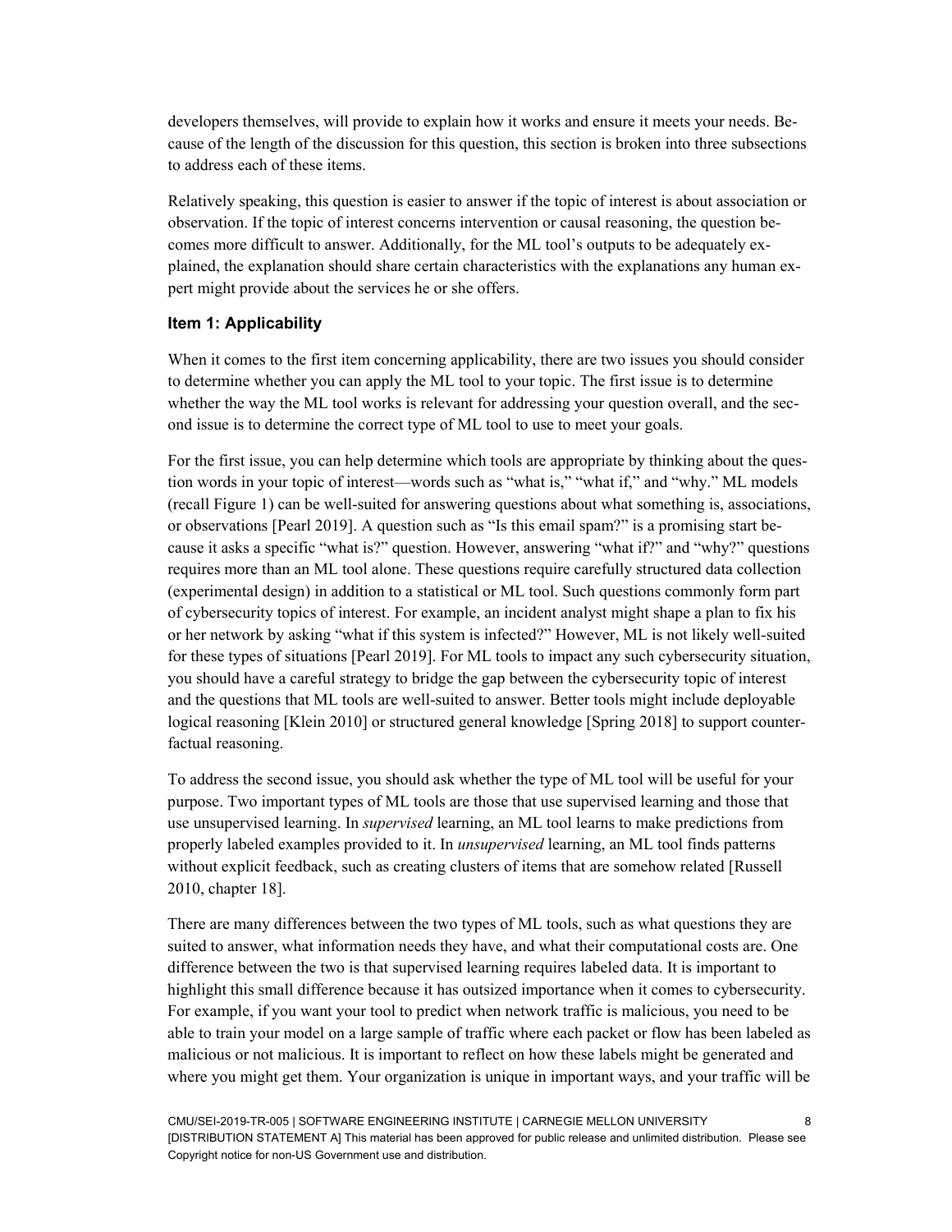developers themselves, will provide to explain how it works and ensure it meets your needs. Because of the length of the discussion for this question, this section is broken into three subsections to address each of these items.

Relatively speaking, this question is easier to answer if the topic of interest is about association or observation. If the topic of interest concerns intervention or causal reasoning, the question becomes more difficult to answer. Additionally, for the ML tool's outputs to be adequately explained, the explanation should share certain characteristics with the explanations any human expert might provide about the services he or she offers.

### Item 1: Applicability

When it comes to the first item concerning applicability, there are two issues you should consider to determine whether you can apply the ML tool to your topic. The first issue is to determine whether the way the ML tool works is relevant for addressing your question overall, and the second issue is to determine the correct type of ML tool to use to meet your goals.

For the first issue, you can help determine which tools are appropriate by thinking about the question words in your topic of interest—words such as "what is," "what if," and "why." ML models (recall Figure 1) can be well-suited for answering questions about what something is, associations, or observations [Pearl 2019]. A question such as "Is this email spam?" is a promising start because it asks a specific "what is?" question. However, answering "what if?" and "why?" questions requires more than an ML tool alone. These questions require carefully structured data collection (experimental design) in addition to a statistical or ML tool. Such questions commonly form part of cybersecurity topics of interest. For example, an incident analyst might shape a plan to fix his or her network by asking "what if this system is infected?" However, ML is not likely well-suited for these types of situations [Pearl 2019]. For ML tools to impact any such cybersecurity situation, you should have a careful strategy to bridge the gap between the cybersecurity topic of interest and the questions that ML tools are well-suited to answer. Better tools might include deployable logical reasoning [Klein 2010] or structured general knowledge [Spring 2018] to support counterfactual reasoning.

To address the second issue, you should ask whether the type of ML tool will be useful for your purpose. Two important types of ML tools are those that use supervised learning and those that use unsupervised learning. In *supervised* learning, an ML tool learns to make predictions from properly labeled examples provided to it. In *unsupervised* learning, an ML tool finds patterns without explicit feedback, such as creating clusters of items that are somehow related [Russell 2010, chapter 18].

There are many differences between the two types of ML tools, such as what questions they are suited to answer, what information needs they have, and what their computational costs are. One difference between the two is that supervised learning requires labeled data. It is important to highlight this small difference because it has outsized importance when it comes to cybersecurity. For example, if you want your tool to predict when network traffic is malicious, you need to be able to train your model on a large sample of traffic where each packet or flow has been labeled as malicious or not malicious. It is important to reflect on how these labels might be generated and where you might get them. Your organization is unique in important ways, and your traffic will be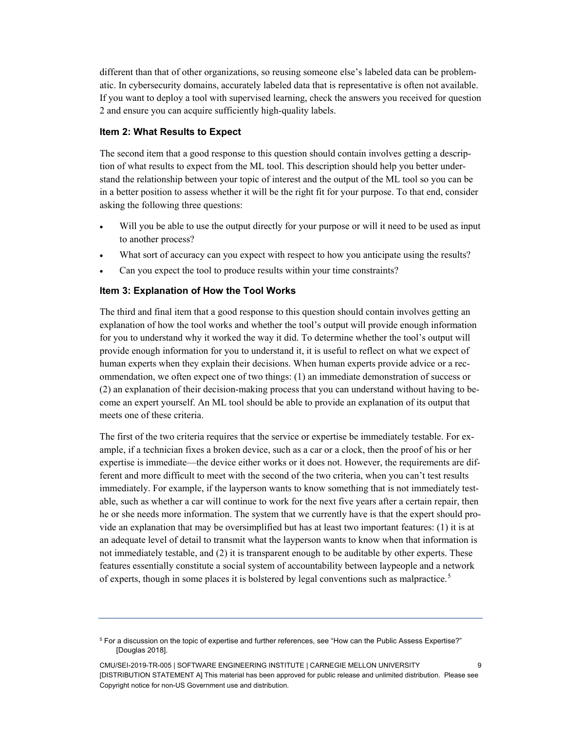different than that of other organizations, so reusing someone else's labeled data can be problematic. In cybersecurity domains, accurately labeled data that is representative is often not available. If you want to deploy a tool with supervised learning, check the answers you received for question 2 and ensure you can acquire sufficiently high-quality labels.

### Item 2: What Results to Expect

The second item that a good response to this question should contain involves getting a description of what results to expect from the ML tool. This description should help you better understand the relationship between your topic of interest and the output of the ML tool so you can be in a better position to assess whether it will be the right fit for your purpose. To that end, consider asking the following three questions:

- Will you be able to use the output directly for your purpose or will it need to be used as input to another process?
- What sort of accuracy can you expect with respect to how you anticipate using the results?
- Can you expect the tool to produce results within your time constraints?

### Item 3: Explanation of How the Tool Works

The third and final item that a good response to this question should contain involves getting an explanation of how the tool works and whether the tool's output will provide enough information for you to understand why it worked the way it did. To determine whether the tool's output will provide enough information for you to understand it, it is useful to reflect on what we expect of human experts when they explain their decisions. When human experts provide advice or a recommendation, we often expect one of two things: (1) an immediate demonstration of success or (2) an explanation of their decision-making process that you can understand without having to become an expert yourself. An ML tool should be able to provide an explanation of its output that meets one of these criteria.

The first of the two criteria requires that the service or expertise be immediately testable. For example, if a technician fixes a broken device, such as a car or a clock, then the proof of his or her expertise is immediate—the device either works or it does not. However, the requirements are different and more difficult to meet with the second of the two criteria, when you can't test results immediately. For example, if the layperson wants to know something that is not immediately testable, such as whether a car will continue to work for the next five years after a certain repair, then he or she needs more information. The system that we currently have is that the expert should provide an explanation that may be oversimplified but has at least two important features: (1) it is at an adequate level of detail to transmit what the layperson wants to know when that information is not immediately testable, and (2) it is transparent enough to be auditable by other experts. These features essentially constitute a social system of accountability between laypeople and a network of experts, though in some places it is bolstered by legal conventions such as malpractice.[5]

---

[5] For a discussion on the topic of expertise and further references, see "How can the Public Assess Expertise?" [Douglas 2018].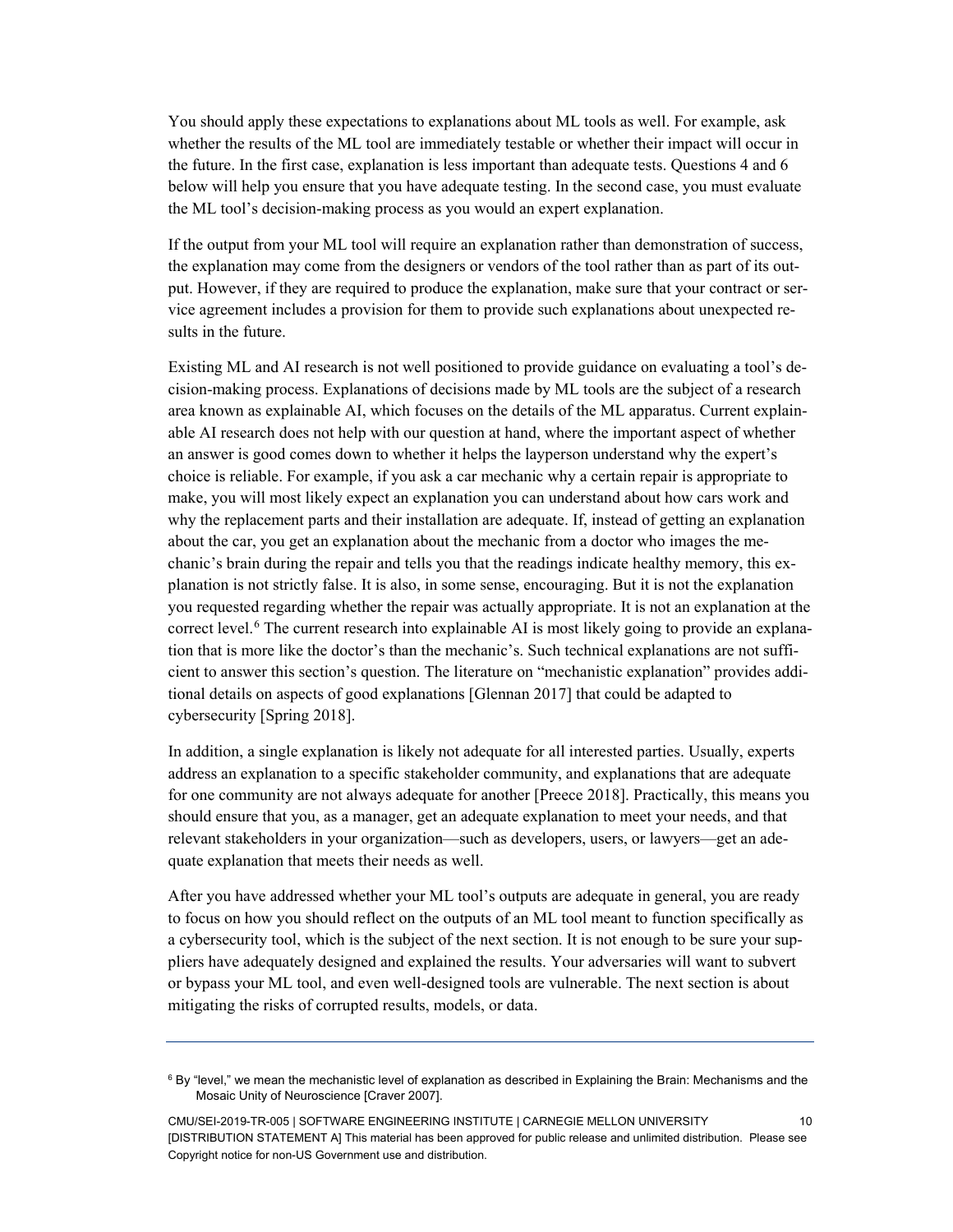You should apply these expectations to explanations about ML tools as well. For example, ask whether the results of the ML tool are immediately testable or whether their impact will occur in the future. In the first case, explanation is less important than adequate tests. Questions 4 and 6 below will help you ensure that you have adequate testing. In the second case, you must evaluate the ML tool's decision-making process as you would an expert explanation.

If the output from your ML tool will require an explanation rather than demonstration of success, the explanation may come from the designers or vendors of the tool rather than as part of its output. However, if they are required to produce the explanation, make sure that your contract or service agreement includes a provision for them to provide such explanations about unexpected results in the future.

Existing ML and AI research is not well positioned to provide guidance on evaluating a tool's decision-making process. Explanations of decisions made by ML tools are the subject of a research area known as explainable AI, which focuses on the details of the ML apparatus. Current explainable AI research does not help with our question at hand, where the important aspect of whether an answer is good comes down to whether it helps the layperson understand why the expert's choice is reliable. For example, if you ask a car mechanic why a certain repair is appropriate to make, you will most likely expect an explanation you can understand about how cars work and why the replacement parts and their installation are adequate. If, instead of getting an explanation about the car, you get an explanation about the mechanic from a doctor who images the mechanic's brain during the repair and tells you that the readings indicate healthy memory, this explanation is not strictly false. It is also, in some sense, encouraging. But it is not the explanation you requested regarding whether the repair was actually appropriate. It is not an explanation at the correct level.[6] The current research into explainable AI is most likely going to provide an explanation that is more like the doctor's than the mechanic's. Such technical explanations are not sufficient to answer this section's question. The literature on "mechanistic explanation" provides additional details on aspects of good explanations [Glennan 2017] that could be adapted to cybersecurity [Spring 2018].

In addition, a single explanation is likely not adequate for all interested parties. Usually, experts address an explanation to a specific stakeholder community, and explanations that are adequate for one community are not always adequate for another [Preece 2018]. Practically, this means you should ensure that you, as a manager, get an adequate explanation to meet your needs, and that relevant stakeholders in your organization—such as developers, users, or lawyers—get an adequate explanation that meets their needs as well.

After you have addressed whether your ML tool's outputs are adequate in general, you are ready to focus on how you should reflect on the outputs of an ML tool meant to function specifically as a cybersecurity tool, which is the subject of the next section. It is not enough to be sure your suppliers have adequately designed and explained the results. Your adversaries will want to subvert or bypass your ML tool, and even well-designed tools are vulnerable. The next section is about mitigating the risks of corrupted results, models, or data.

---

[6] By "level," we mean the mechanistic level of explanation as described in Explaining the Brain: Mechanisms and the Mosaic Unity of Neuroscience [Craver 2007].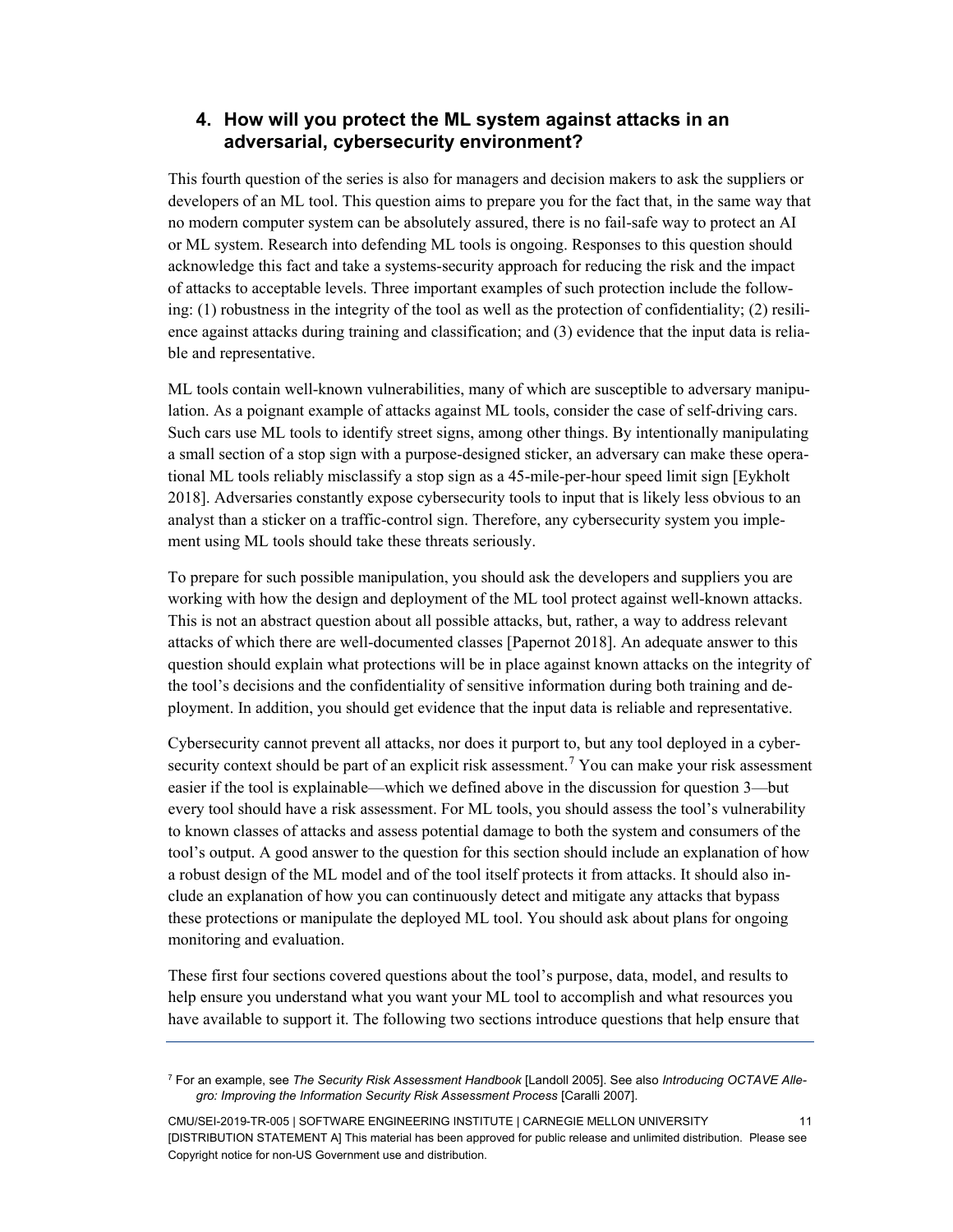## 4. How will you protect the ML system against attacks in an adversarial, cybersecurity environment?

This fourth question of the series is also for managers and decision makers to ask the suppliers or developers of an ML tool. This question aims to prepare you for the fact that, in the same way that no modern computer system can be absolutely assured, there is no fail-safe way to protect an AI or ML system. Research into defending ML tools is ongoing. Responses to this question should acknowledge this fact and take a systems-security approach for reducing the risk and the impact of attacks to acceptable levels. Three important examples of such protection include the following: (1) robustness in the integrity of the tool as well as the protection of confidentiality; (2) resilience against attacks during training and classification; and (3) evidence that the input data is reliable and representative.

ML tools contain well-known vulnerabilities, many of which are susceptible to adversary manipulation. As a poignant example of attacks against ML tools, consider the case of self-driving cars. Such cars use ML tools to identify street signs, among other things. By intentionally manipulating a small section of a stop sign with a purpose-designed sticker, an adversary can make these operational ML tools reliably misclassify a stop sign as a 45-mile-per-hour speed limit sign [Eykholt 2018]. Adversaries constantly expose cybersecurity tools to input that is likely less obvious to an analyst than a sticker on a traffic-control sign. Therefore, any cybersecurity system you implement using ML tools should take these threats seriously.

To prepare for such possible manipulation, you should ask the developers and suppliers you are working with how the design and deployment of the ML tool protect against well-known attacks. This is not an abstract question about all possible attacks, but, rather, a way to address relevant attacks of which there are well-documented classes [Papernot 2018]. An adequate answer to this question should explain what protections will be in place against known attacks on the integrity of the tool's decisions and the confidentiality of sensitive information during both training and deployment. In addition, you should get evidence that the input data is reliable and representative.

Cybersecurity cannot prevent all attacks, nor does it purport to, but any tool deployed in a cybersecurity context should be part of an explicit risk assessment.[7] You can make your risk assessment easier if the tool is explainable—which we defined above in the discussion for question 3—but every tool should have a risk assessment. For ML tools, you should assess the tool's vulnerability to known classes of attacks and assess potential damage to both the system and consumers of the tool's output. A good answer to the question for this section should include an explanation of how a robust design of the ML model and of the tool itself protects it from attacks. It should also include an explanation of how you can continuously detect and mitigate any attacks that bypass these protections or manipulate the deployed ML tool. You should ask about plans for ongoing monitoring and evaluation.

These first four sections covered questions about the tool's purpose, data, model, and results to help ensure you understand what you want your ML tool to accomplish and what resources you have available to support it. The following two sections introduce questions that help ensure that

---

[7] For an example, see *The Security Risk Assessment Handbook* [Landoll 2005]. See also *Introducing OCTAVE Allegro: Improving the Information Security Risk Assessment Process* [Caralli 2007].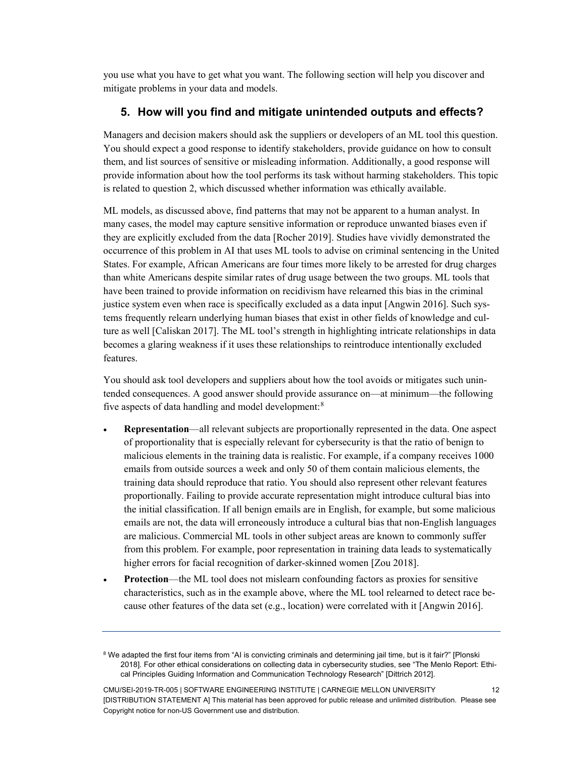you use what you have to get what you want. The following section will help you discover and mitigate problems in your data and models.

## 5. How will you find and mitigate unintended outputs and effects?

Managers and decision makers should ask the suppliers or developers of an ML tool this question. You should expect a good response to identify stakeholders, provide guidance on how to consult them, and list sources of sensitive or misleading information. Additionally, a good response will provide information about how the tool performs its task without harming stakeholders. This topic is related to question 2, which discussed whether information was ethically available.

ML models, as discussed above, find patterns that may not be apparent to a human analyst. In many cases, the model may capture sensitive information or reproduce unwanted biases even if they are explicitly excluded from the data [Rocher 2019]. Studies have vividly demonstrated the occurrence of this problem in AI that uses ML tools to advise on criminal sentencing in the United States. For example, African Americans are four times more likely to be arrested for drug charges than white Americans despite similar rates of drug usage between the two groups. ML tools that have been trained to provide information on recidivism have relearned this bias in the criminal justice system even when race is specifically excluded as a data input [Angwin 2016]. Such systems frequently relearn underlying human biases that exist in other fields of knowledge and culture as well [Caliskan 2017]. The ML tool's strength in highlighting intricate relationships in data becomes a glaring weakness if it uses these relationships to reintroduce intentionally excluded features.

You should ask tool developers and suppliers about how the tool avoids or mitigates such unintended consequences. A good answer should provide assurance on—at minimum—the following five aspects of data handling and model development:[8]

- **Representation**—all relevant subjects are proportionally represented in the data. One aspect of proportionality that is especially relevant for cybersecurity is that the ratio of benign to malicious elements in the training data is realistic. For example, if a company receives 1000 emails from outside sources a week and only 50 of them contain malicious elements, the training data should reproduce that ratio. You should also represent other relevant features proportionally. Failing to provide accurate representation might introduce cultural bias into the initial classification. If all benign emails are in English, for example, but some malicious emails are not, the data will erroneously introduce a cultural bias that non-English languages are malicious. Commercial ML tools in other subject areas are known to commonly suffer from this problem. For example, poor representation in training data leads to systematically higher errors for facial recognition of darker-skinned women [Zou 2018].
- **Protection**—the ML tool does not mislearn confounding factors as proxies for sensitive characteristics, such as in the example above, where the ML tool relearned to detect race because other features of the data set (e.g., location) were correlated with it [Angwin 2016].

---

[8] We adapted the first four items from "AI is convicting criminals and determining jail time, but is it fair?" [Plonski 2018]. For other ethical considerations on collecting data in cybersecurity studies, see "The Menlo Report: Ethical Principles Guiding Information and Communication Technology Research" [Dittrich 2012].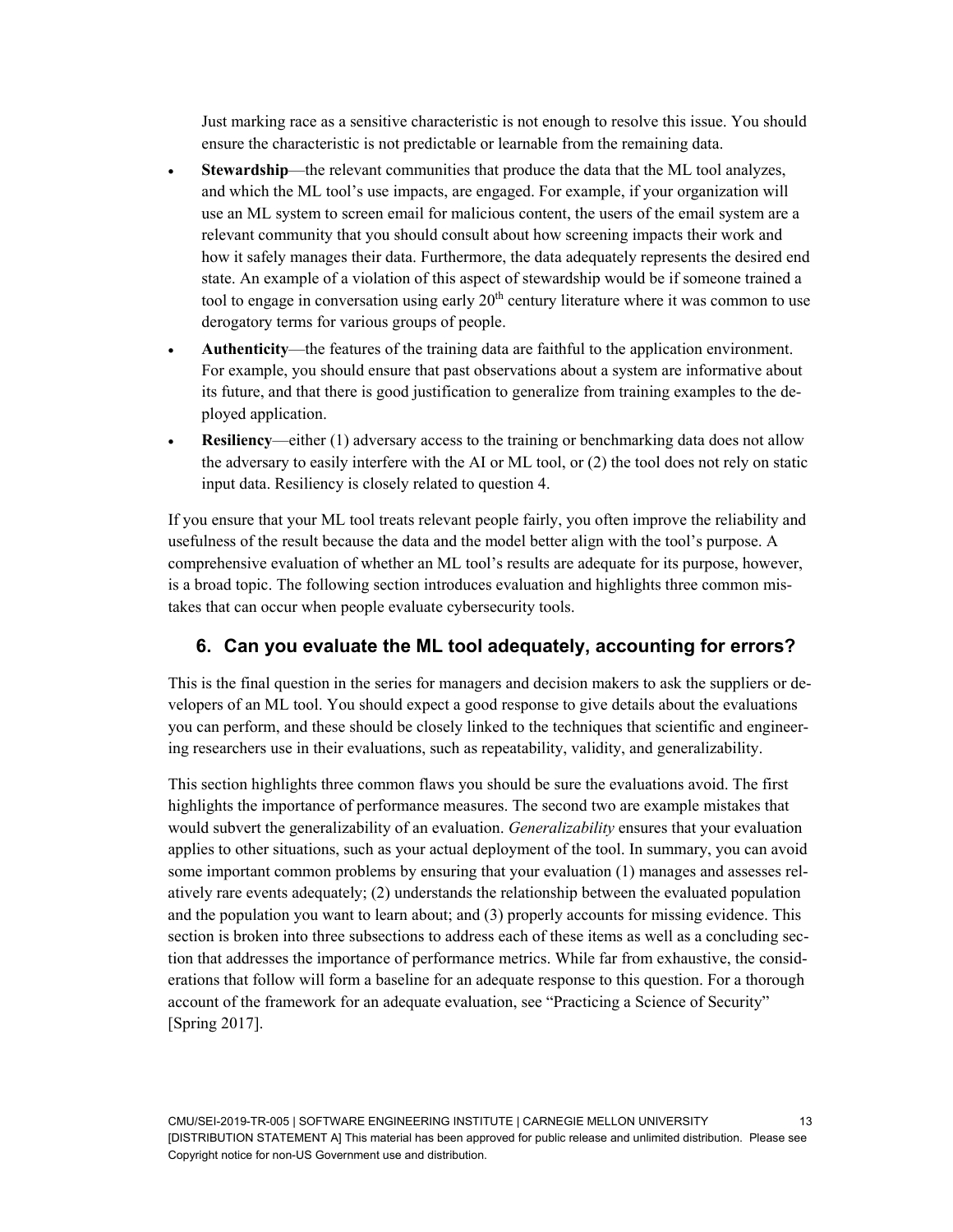Just marking race as a sensitive characteristic is not enough to resolve this issue. You should ensure the characteristic is not predictable or learnable from the remaining data.

- **Stewardship**—the relevant communities that produce the data that the ML tool analyzes, and which the ML tool's use impacts, are engaged. For example, if your organization will use an ML system to screen email for malicious content, the users of the email system are a relevant community that you should consult about how screening impacts their work and how it safely manages their data. Furthermore, the data adequately represents the desired end state. An example of a violation of this aspect of stewardship would be if someone trained a tool to engage in conversation using early 20th century literature where it was common to use derogatory terms for various groups of people.
- **Authenticity**—the features of the training data are faithful to the application environment. For example, you should ensure that past observations about a system are informative about its future, and that there is good justification to generalize from training examples to the deployed application.
- **Resiliency**—either (1) adversary access to the training or benchmarking data does not allow the adversary to easily interfere with the AI or ML tool, or (2) the tool does not rely on static input data. Resiliency is closely related to question 4.

If you ensure that your ML tool treats relevant people fairly, you often improve the reliability and usefulness of the result because the data and the model better align with the tool's purpose. A comprehensive evaluation of whether an ML tool's results are adequate for its purpose, however, is a broad topic. The following section introduces evaluation and highlights three common mistakes that can occur when people evaluate cybersecurity tools.

## 6. Can you evaluate the ML tool adequately, accounting for errors?

This is the final question in the series for managers and decision makers to ask the suppliers or developers of an ML tool. You should expect a good response to give details about the evaluations you can perform, and these should be closely linked to the techniques that scientific and engineering researchers use in their evaluations, such as repeatability, validity, and generalizability.

This section highlights three common flaws you should be sure the evaluations avoid. The first highlights the importance of performance measures. The second two are example mistakes that would subvert the generalizability of an evaluation. *Generalizability* ensures that your evaluation applies to other situations, such as your actual deployment of the tool. In summary, you can avoid some important common problems by ensuring that your evaluation (1) manages and assesses relatively rare events adequately; (2) understands the relationship between the evaluated population and the population you want to learn about; and (3) properly accounts for missing evidence. This section is broken into three subsections to address each of these items as well as a concluding section that addresses the importance of performance metrics. While far from exhaustive, the considerations that follow will form a baseline for an adequate response to this question. For a thorough account of the framework for an adequate evaluation, see "Practicing a Science of Security" [Spring 2017].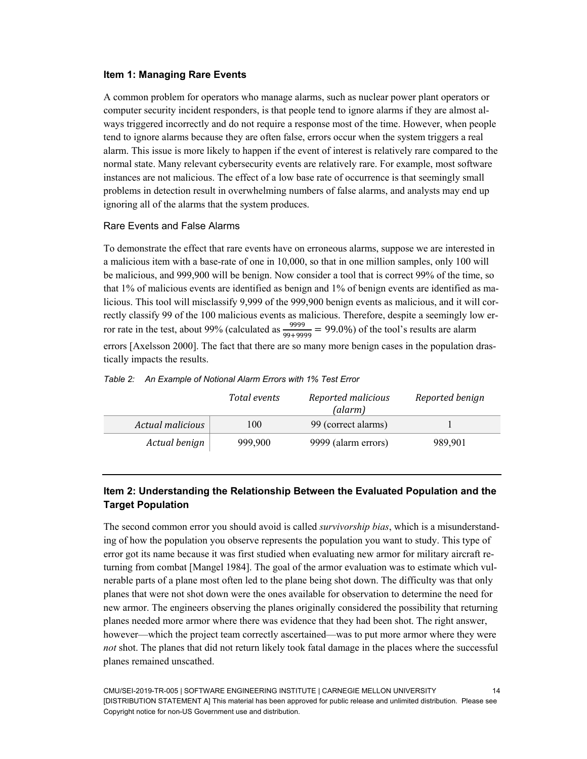## Item 1: Managing Rare Events

A common problem for operators who manage alarms, such as nuclear power plant operators or computer security incident responders, is that people tend to ignore alarms if they are almost always triggered incorrectly and do not require a response most of the time. However, when people tend to ignore alarms because they are often false, errors occur when the system triggers a real alarm. This issue is more likely to happen if the event of interest is relatively rare compared to the normal state. Many relevant cybersecurity events are relatively rare. For example, most software instances are not malicious. The effect of a low base rate of occurrence is that seemingly small problems in detection result in overwhelming numbers of false alarms, and analysts may end up ignoring all of the alarms that the system produces.

### Rare Events and False Alarms

To demonstrate the effect that rare events have on erroneous alarms, suppose we are interested in a malicious item with a base-rate of one in 10,000, so that in one million samples, only 100 will be malicious, and 999,900 will be benign. Now consider a tool that is correct 99% of the time, so that 1% of malicious events are identified as benign and 1% of benign events are identified as malicious. This tool will misclassify 9,999 of the 999,900 benign events as malicious, and it will correctly classify 99 of the 100 malicious events as malicious. Therefore, despite a seemingly low error rate in the test, about 99% (calculated as $\frac{9999}{99+9999} = 99.0\%$) of the tool's results are alarm errors [Axelsson 2000]. The fact that there are so many more benign cases in the population drastically impacts the results.

*Table 2: An Example of Notional Alarm Errors with 1% Test Error*

| | *Total events* | *Reported malicious (alarm)* | *Reported benign* |
|---|---|---|---|
| *Actual malicious* | 100 | 99 (correct alarms) | 1 |
| *Actual benign* | 999,900 | 9999 (alarm errors) | 989,901 |

## Item 2: Understanding the Relationship Between the Evaluated Population and the Target Population

The second common error you should avoid is called *survivorship bias*, which is a misunderstanding of how the population you observe represents the population you want to study. This type of error got its name because it was first studied when evaluating new armor for military aircraft returning from combat [Mangel 1984]. The goal of the armor evaluation was to estimate which vulnerable parts of a plane most often led to the plane being shot down. The difficulty was that only planes that were not shot down were the ones available for observation to determine the need for new armor. The engineers observing the planes originally considered the possibility that returning planes needed more armor where there was evidence that they had been shot. The right answer, however—which the project team correctly ascertained—was to put more armor where they were *not* shot. The planes that did not return likely took fatal damage in the places where the successful planes remained unscathed.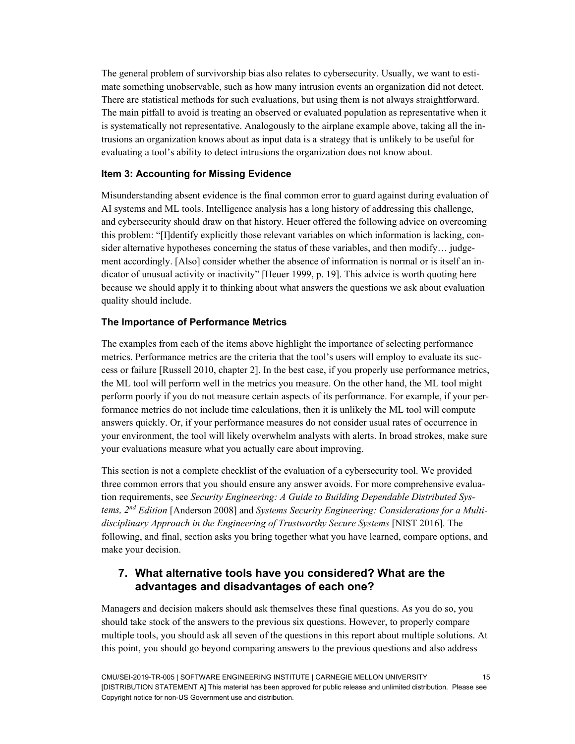The general problem of survivorship bias also relates to cybersecurity. Usually, we want to estimate something unobservable, such as how many intrusion events an organization did not detect. There are statistical methods for such evaluations, but using them is not always straightforward. The main pitfall to avoid is treating an observed or evaluated population as representative when it is systematically not representative. Analogously to the airplane example above, taking all the intrusions an organization knows about as input data is a strategy that is unlikely to be useful for evaluating a tool's ability to detect intrusions the organization does not know about.

### Item 3: Accounting for Missing Evidence

Misunderstanding absent evidence is the final common error to guard against during evaluation of AI systems and ML tools. Intelligence analysis has a long history of addressing this challenge, and cybersecurity should draw on that history. Heuer offered the following advice on overcoming this problem: "[I]dentify explicitly those relevant variables on which information is lacking, consider alternative hypotheses concerning the status of these variables, and then modify… judgement accordingly. [Also] consider whether the absence of information is normal or is itself an indicator of unusual activity or inactivity" [Heuer 1999, p. 19]. This advice is worth quoting here because we should apply it to thinking about what answers the questions we ask about evaluation quality should include.

### The Importance of Performance Metrics

The examples from each of the items above highlight the importance of selecting performance metrics. Performance metrics are the criteria that the tool's users will employ to evaluate its success or failure [Russell 2010, chapter 2]. In the best case, if you properly use performance metrics, the ML tool will perform well in the metrics you measure. On the other hand, the ML tool might perform poorly if you do not measure certain aspects of its performance. For example, if your performance metrics do not include time calculations, then it is unlikely the ML tool will compute answers quickly. Or, if your performance measures do not consider usual rates of occurrence in your environment, the tool will likely overwhelm analysts with alerts. In broad strokes, make sure your evaluations measure what you actually care about improving.

This section is not a complete checklist of the evaluation of a cybersecurity tool. We provided three common errors that you should ensure any answer avoids. For more comprehensive evaluation requirements, see *Security Engineering: A Guide to Building Dependable Distributed Systems, 2nd Edition* [Anderson 2008] and *Systems Security Engineering: Considerations for a Multidisciplinary Approach in the Engineering of Trustworthy Secure Systems* [NIST 2016]. The following, and final, section asks you bring together what you have learned, compare options, and make your decision.

## 7. What alternative tools have you considered? What are the advantages and disadvantages of each one?

Managers and decision makers should ask themselves these final questions. As you do so, you should take stock of the answers to the previous six questions. However, to properly compare multiple tools, you should ask all seven of the questions in this report about multiple solutions. At this point, you should go beyond comparing answers to the previous questions and also address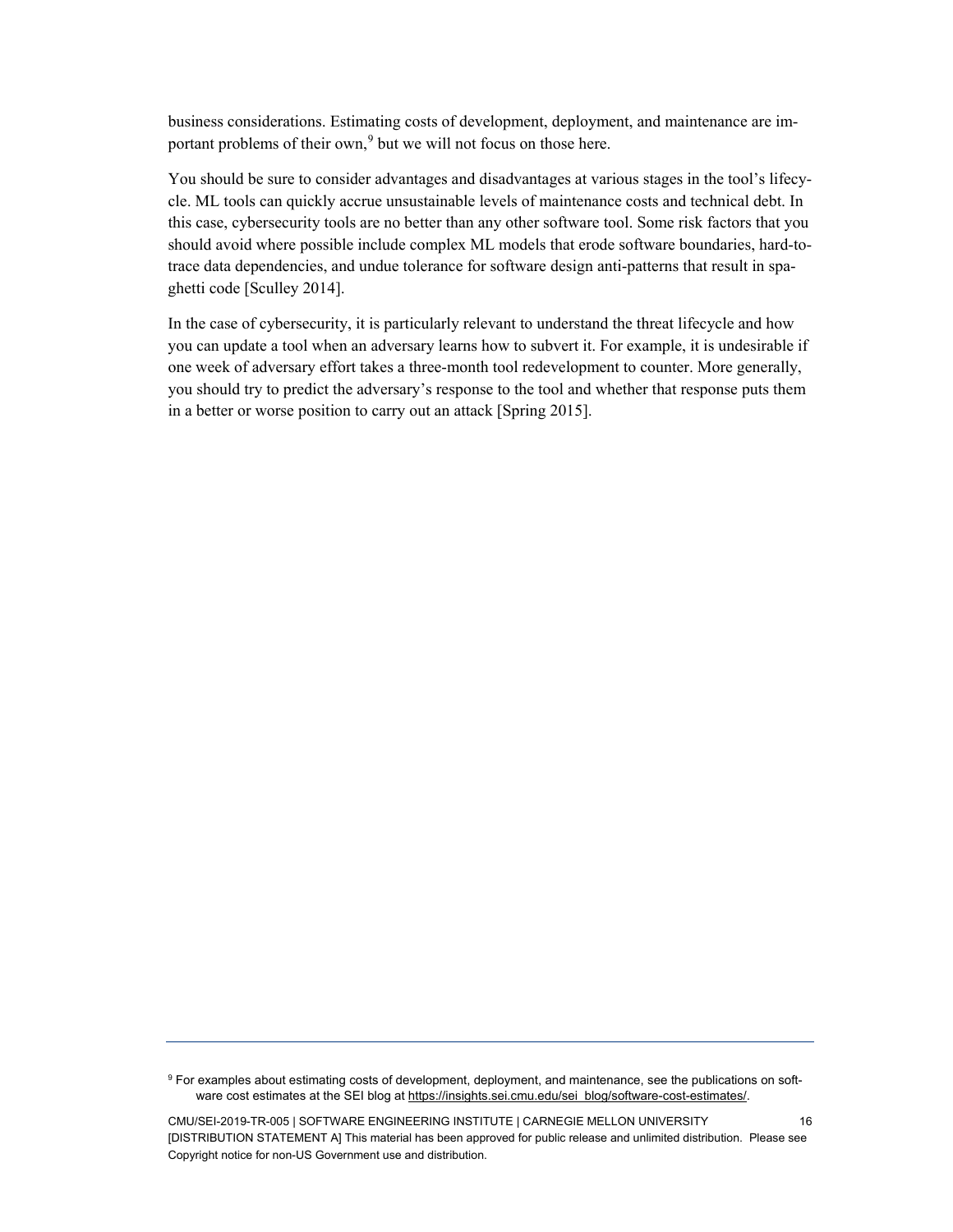business considerations. Estimating costs of development, deployment, and maintenance are important problems of their own,[9] but we will not focus on those here.

You should be sure to consider advantages and disadvantages at various stages in the tool's lifecycle. ML tools can quickly accrue unsustainable levels of maintenance costs and technical debt. In this case, cybersecurity tools are no better than any other software tool. Some risk factors that you should avoid where possible include complex ML models that erode software boundaries, hard-to-trace data dependencies, and undue tolerance for software design anti-patterns that result in spaghetti code [Sculley 2014].

In the case of cybersecurity, it is particularly relevant to understand the threat lifecycle and how you can update a tool when an adversary learns how to subvert it. For example, it is undesirable if one week of adversary effort takes a three-month tool redevelopment to counter. More generally, you should try to predict the adversary's response to the tool and whether that response puts them in a better or worse position to carry out an attack [Spring 2015].

---

[9] For examples about estimating costs of development, deployment, and maintenance, see the publications on software cost estimates at the SEI blog at https://insights.sei.cmu.edu/sei_blog/software-cost-estimates/.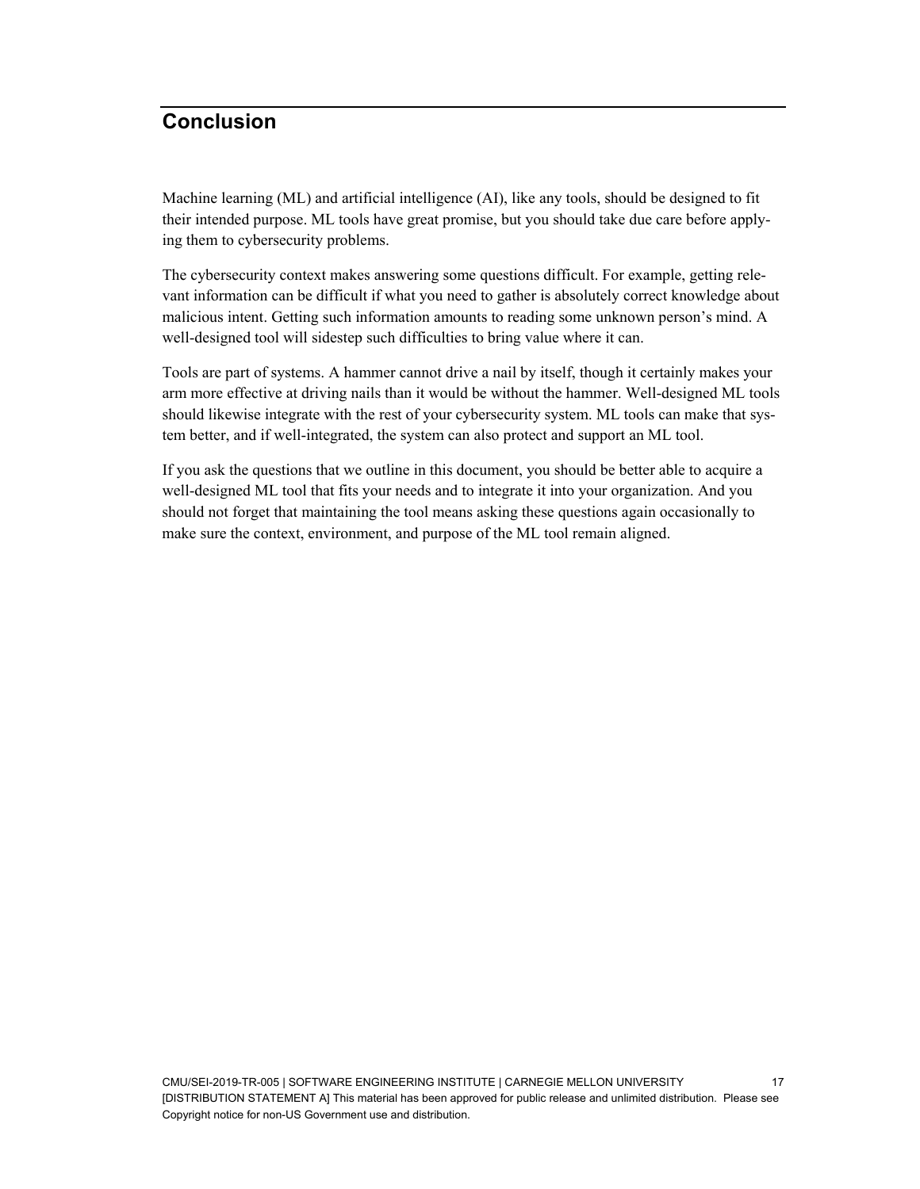# Conclusion

Machine learning (ML) and artificial intelligence (AI), like any tools, should be designed to fit their intended purpose. ML tools have great promise, but you should take due care before applying them to cybersecurity problems.

The cybersecurity context makes answering some questions difficult. For example, getting relevant information can be difficult if what you need to gather is absolutely correct knowledge about malicious intent. Getting such information amounts to reading some unknown person's mind. A well-designed tool will sidestep such difficulties to bring value where it can.

Tools are part of systems. A hammer cannot drive a nail by itself, though it certainly makes your arm more effective at driving nails than it would be without the hammer. Well-designed ML tools should likewise integrate with the rest of your cybersecurity system. ML tools can make that system better, and if well-integrated, the system can also protect and support an ML tool.

If you ask the questions that we outline in this document, you should be better able to acquire a well-designed ML tool that fits your needs and to integrate it into your organization. And you should not forget that maintaining the tool means asking these questions again occasionally to make sure the context, environment, and purpose of the ML tool remain aligned.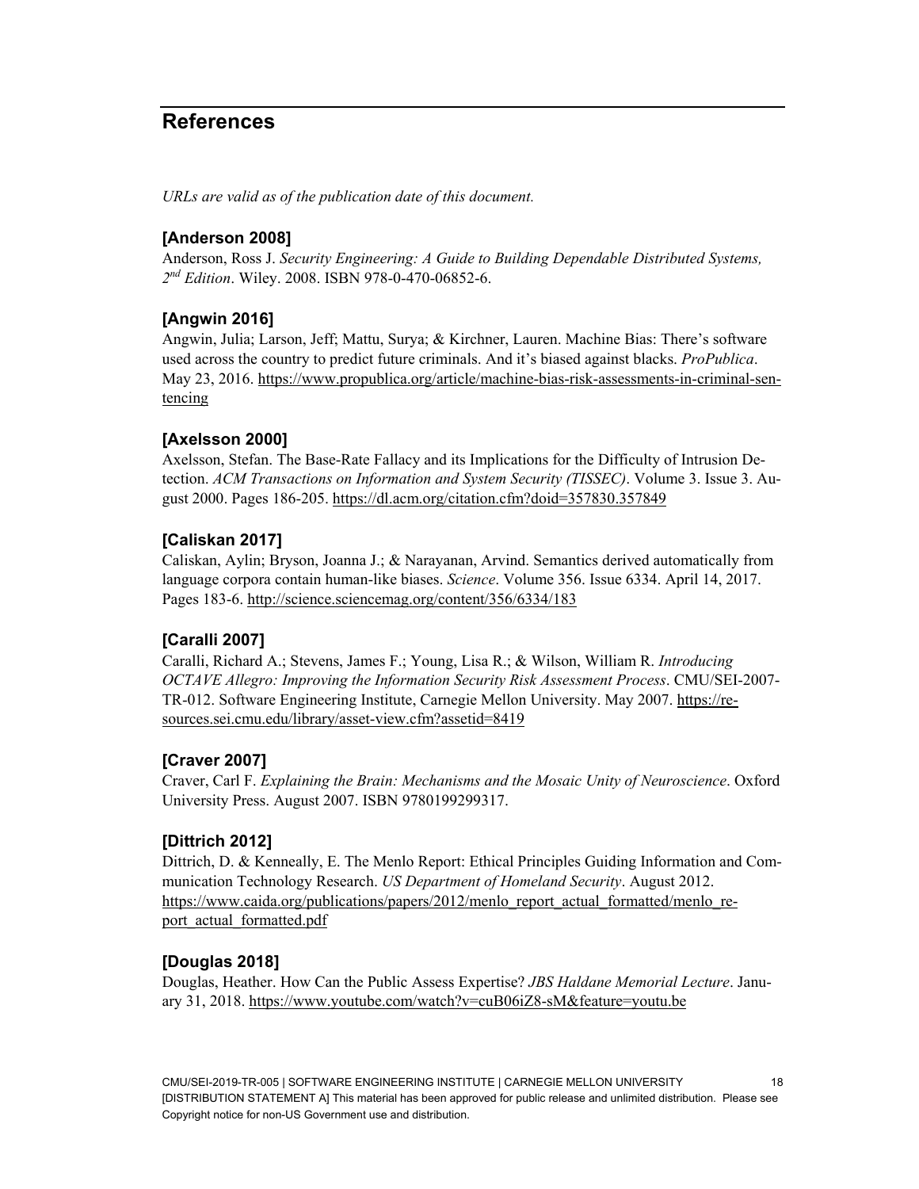## References

*URLs are valid as of the publication date of this document.*

### [Anderson 2008]

Anderson, Ross J. *Security Engineering: A Guide to Building Dependable Distributed Systems, 2nd Edition*. Wiley. 2008. ISBN 978-0-470-06852-6.

### [Angwin 2016]

Angwin, Julia; Larson, Jeff; Mattu, Surya; & Kirchner, Lauren. Machine Bias: There's software used across the country to predict future criminals. And it's biased against blacks. *ProPublica*. May 23, 2016. https://www.propublica.org/article/machine-bias-risk-assessments-in-criminal-sentencing

### [Axelsson 2000]

Axelsson, Stefan. The Base-Rate Fallacy and its Implications for the Difficulty of Intrusion Detection. *ACM Transactions on Information and System Security (TISSEC)*. Volume 3. Issue 3. August 2000. Pages 186-205. https://dl.acm.org/citation.cfm?doid=357830.357849

### [Caliskan 2017]

Caliskan, Aylin; Bryson, Joanna J.; & Narayanan, Arvind. Semantics derived automatically from language corpora contain human-like biases. *Science*. Volume 356. Issue 6334. April 14, 2017. Pages 183-6. http://science.sciencemag.org/content/356/6334/183

### [Caralli 2007]

Caralli, Richard A.; Stevens, James F.; Young, Lisa R.; & Wilson, William R. *Introducing OCTAVE Allegro: Improving the Information Security Risk Assessment Process*. CMU/SEI-2007-TR-012. Software Engineering Institute, Carnegie Mellon University. May 2007. https://resources.sei.cmu.edu/library/asset-view.cfm?assetid=8419

### [Craver 2007]

Craver, Carl F. *Explaining the Brain: Mechanisms and the Mosaic Unity of Neuroscience*. Oxford University Press. August 2007. ISBN 9780199299317.

### [Dittrich 2012]

Dittrich, D. & Kenneally, E. The Menlo Report: Ethical Principles Guiding Information and Communication Technology Research. *US Department of Homeland Security*. August 2012. https://www.caida.org/publications/papers/2012/menlo_report_actual_formatted/menlo_report_actual_formatted.pdf

### [Douglas 2018]

Douglas, Heather. How Can the Public Assess Expertise? *JBS Haldane Memorial Lecture*. January 31, 2018. https://www.youtube.com/watch?v=cuB06iZ8-sM&feature=youtu.be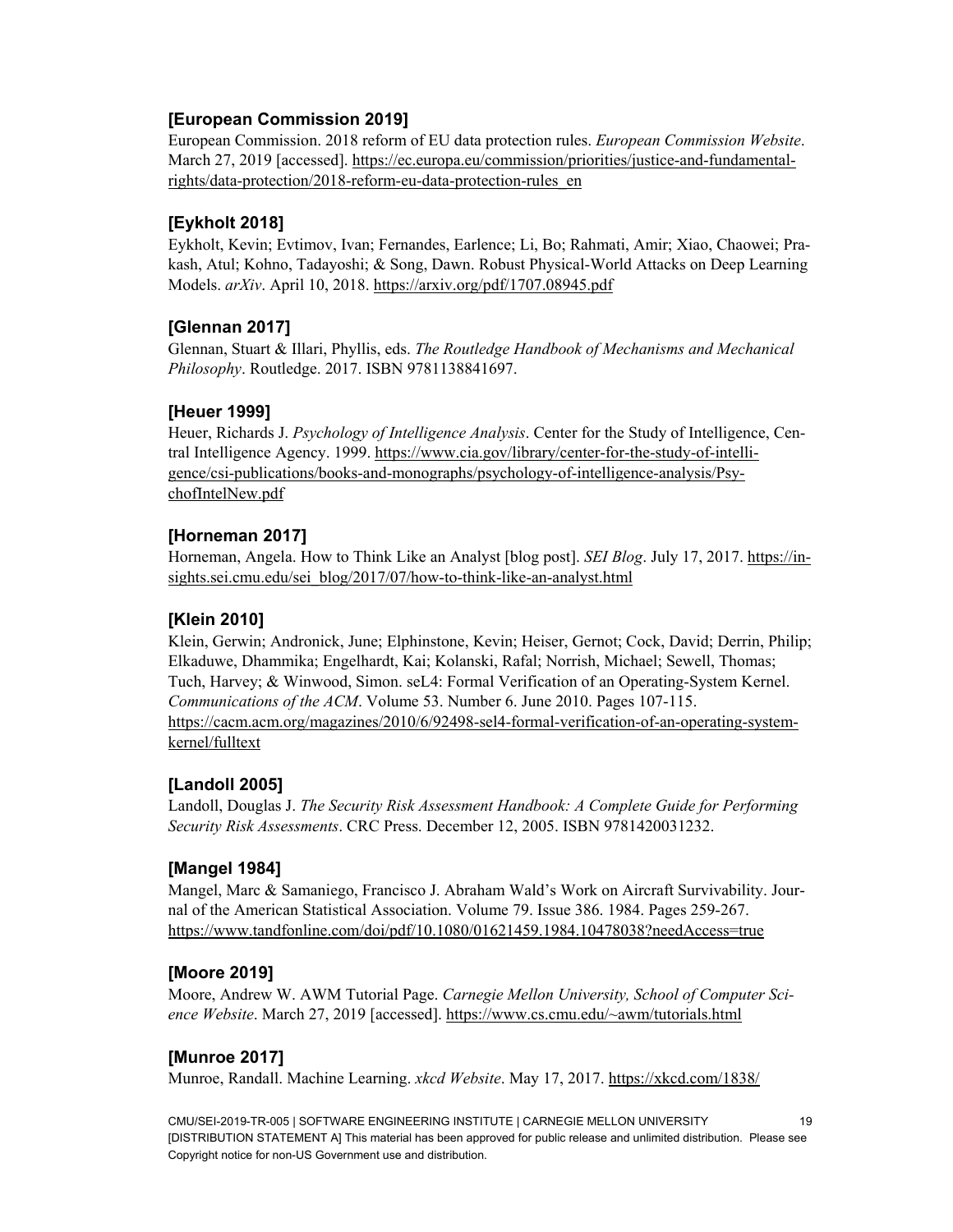**[European Commission 2019]**

European Commission. 2018 reform of EU data protection rules. *European Commission Website*. March 27, 2019 [accessed]. https://ec.europa.eu/commission/priorities/justice-and-fundamental-rights/data-protection/2018-reform-eu-data-protection-rules_en

**[Eykholt 2018]**

Eykholt, Kevin; Evtimov, Ivan; Fernandes, Earlence; Li, Bo; Rahmati, Amir; Xiao, Chaowei; Prakash, Atul; Kohno, Tadayoshi; & Song, Dawn. Robust Physical-World Attacks on Deep Learning Models. *arXiv*. April 10, 2018. https://arxiv.org/pdf/1707.08945.pdf

**[Glennan 2017]**

Glennan, Stuart & Illari, Phyllis, eds. *The Routledge Handbook of Mechanisms and Mechanical Philosophy*. Routledge. 2017. ISBN 9781138841697.

**[Heuer 1999]**

Heuer, Richards J. *Psychology of Intelligence Analysis*. Center for the Study of Intelligence, Central Intelligence Agency. 1999. https://www.cia.gov/library/center-for-the-study-of-intelligence/csi-publications/books-and-monographs/psychology-of-intelligence-analysis/PsychofIntelNew.pdf

**[Horneman 2017]**

Horneman, Angela. How to Think Like an Analyst [blog post]. *SEI Blog*. July 17, 2017. https://insights.sei.cmu.edu/sei_blog/2017/07/how-to-think-like-an-analyst.html

**[Klein 2010]**

Klein, Gerwin; Andronick, June; Elphinstone, Kevin; Heiser, Gernot; Cock, David; Derrin, Philip; Elkaduwe, Dhammika; Engelhardt, Kai; Kolanski, Rafal; Norrish, Michael; Sewell, Thomas; Tuch, Harvey; & Winwood, Simon. seL4: Formal Verification of an Operating-System Kernel. *Communications of the ACM*. Volume 53. Number 6. June 2010. Pages 107-115. https://cacm.acm.org/magazines/2010/6/92498-sel4-formal-verification-of-an-operating-system-kernel/fulltext

**[Landoll 2005]**

Landoll, Douglas J. *The Security Risk Assessment Handbook: A Complete Guide for Performing Security Risk Assessments*. CRC Press. December 12, 2005. ISBN 9781420031232.

**[Mangel 1984]**

Mangel, Marc & Samaniego, Francisco J. Abraham Wald's Work on Aircraft Survivability. Journal of the American Statistical Association. Volume 79. Issue 386. 1984. Pages 259-267. https://www.tandfonline.com/doi/pdf/10.1080/01621459.1984.10478038?needAccess=true

**[Moore 2019]**

Moore, Andrew W. AWM Tutorial Page. *Carnegie Mellon University, School of Computer Science Website*. March 27, 2019 [accessed]. https://www.cs.cmu.edu/~awm/tutorials.html

**[Munroe 2017]**

Munroe, Randall. Machine Learning. *xkcd Website*. May 17, 2017. https://xkcd.com/1838/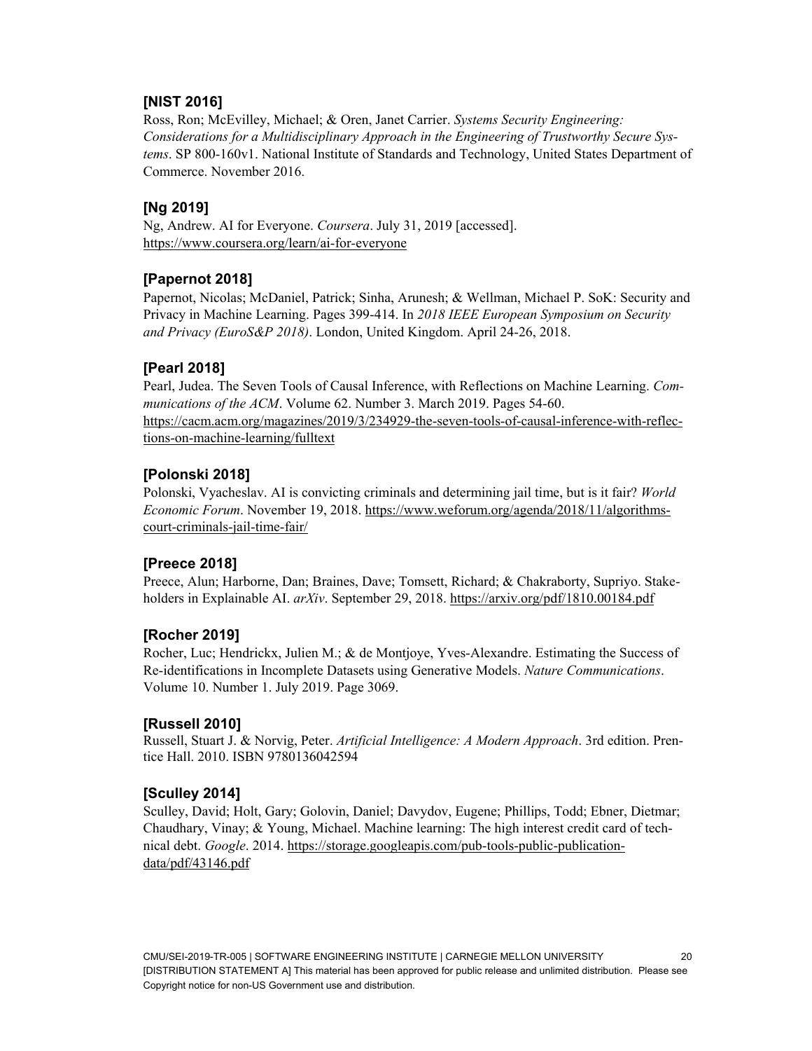**[NIST 2016]**
Ross, Ron; McEvilley, Michael; & Oren, Janet Carrier. *Systems Security Engineering: Considerations for a Multidisciplinary Approach in the Engineering of Trustworthy Secure Systems*. SP 800-160v1. National Institute of Standards and Technology, United States Department of Commerce. November 2016.

**[Ng 2019]**
Ng, Andrew. AI for Everyone. *Coursera*. July 31, 2019 [accessed]. https://www.coursera.org/learn/ai-for-everyone

**[Papernot 2018]**
Papernot, Nicolas; McDaniel, Patrick; Sinha, Arunesh; & Wellman, Michael P. SoK: Security and Privacy in Machine Learning. Pages 399-414. In *2018 IEEE European Symposium on Security and Privacy (EuroS&P 2018)*. London, United Kingdom. April 24-26, 2018.

**[Pearl 2018]**
Pearl, Judea. The Seven Tools of Causal Inference, with Reflections on Machine Learning. *Communications of the ACM*. Volume 62. Number 3. March 2019. Pages 54-60. https://cacm.acm.org/magazines/2019/3/234929-the-seven-tools-of-causal-inference-with-reflections-on-machine-learning/fulltext

**[Polonski 2018]**
Polonski, Vyacheslav. AI is convicting criminals and determining jail time, but is it fair? *World Economic Forum*. November 19, 2018. https://www.weforum.org/agenda/2018/11/algorithms-court-criminals-jail-time-fair/

**[Preece 2018]**
Preece, Alun; Harborne, Dan; Braines, Dave; Tomsett, Richard; & Chakraborty, Supriyo. Stakeholders in Explainable AI. *arXiv*. September 29, 2018. https://arxiv.org/pdf/1810.00184.pdf

**[Rocher 2019]**
Rocher, Luc; Hendrickx, Julien M.; & de Montjoye, Yves-Alexandre. Estimating the Success of Re-identifications in Incomplete Datasets using Generative Models. *Nature Communications*. Volume 10. Number 1. July 2019. Page 3069.

**[Russell 2010]**
Russell, Stuart J. & Norvig, Peter. *Artificial Intelligence: A Modern Approach*. 3rd edition. Prentice Hall. 2010. ISBN 9780136042594

**[Sculley 2014]**
Sculley, David; Holt, Gary; Golovin, Daniel; Davydov, Eugene; Phillips, Todd; Ebner, Dietmar; Chaudhary, Vinay; & Young, Michael. Machine learning: The high interest credit card of technical debt. *Google*. 2014. https://storage.googleapis.com/pub-tools-public-publication-data/pdf/43146.pdf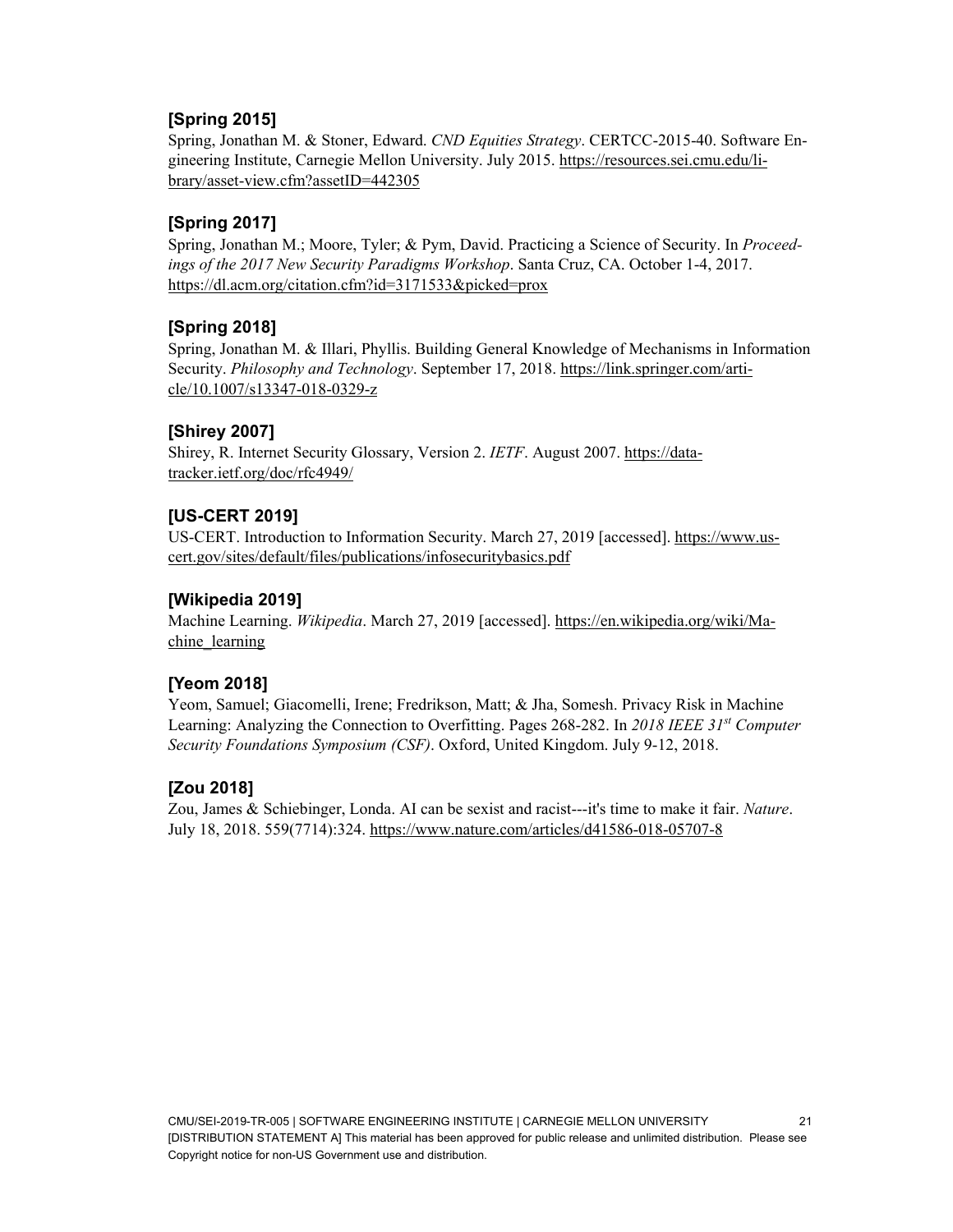### [Spring 2015]

Spring, Jonathan M. & Stoner, Edward. *CND Equities Strategy*. CERTCC-2015-40. Software Engineering Institute, Carnegie Mellon University. July 2015. https://resources.sei.cmu.edu/library/asset-view.cfm?assetID=442305

### [Spring 2017]

Spring, Jonathan M.; Moore, Tyler; & Pym, David. Practicing a Science of Security. In *Proceedings of the 2017 New Security Paradigms Workshop*. Santa Cruz, CA. October 1-4, 2017. https://dl.acm.org/citation.cfm?id=3171533&picked=prox

### [Spring 2018]

Spring, Jonathan M. & Illari, Phyllis. Building General Knowledge of Mechanisms in Information Security. *Philosophy and Technology*. September 17, 2018. https://link.springer.com/article/10.1007/s13347-018-0329-z

### [Shirey 2007]

Shirey, R. Internet Security Glossary, Version 2. *IETF*. August 2007. https://datatracker.ietf.org/doc/rfc4949/

### [US-CERT 2019]

US-CERT. Introduction to Information Security. March 27, 2019 [accessed]. https://www.us-cert.gov/sites/default/files/publications/infosecuritybasics.pdf

### [Wikipedia 2019]

Machine Learning. *Wikipedia*. March 27, 2019 [accessed]. https://en.wikipedia.org/wiki/Machine_learning

### [Yeom 2018]

Yeom, Samuel; Giacomelli, Irene; Fredrikson, Matt; & Jha, Somesh. Privacy Risk in Machine Learning: Analyzing the Connection to Overfitting. Pages 268-282. In *2018 IEEE 31st Computer Security Foundations Symposium (CSF)*. Oxford, United Kingdom. July 9-12, 2018.

### [Zou 2018]

Zou, James & Schiebinger, Londa. AI can be sexist and racist---it's time to make it fair. *Nature*. July 18, 2018. 559(7714):324. https://www.nature.com/articles/d41586-018-05707-8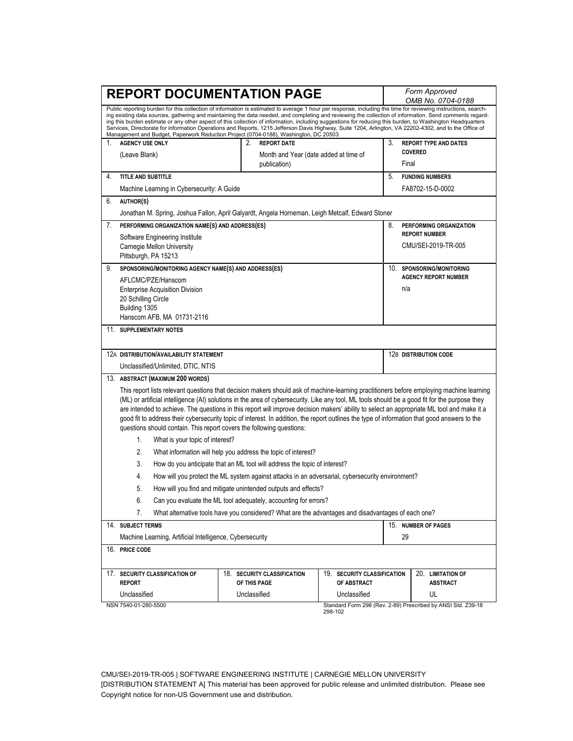# REPORT DOCUMENTATION PAGE

*Form Approved*
*OMB No. 0704-0188*

Public reporting burden for this collection of information is estimated to average 1 hour per response, including the time for reviewing instructions, searching existing data sources, gathering and maintaining the data needed, and completing and reviewing the collection of information. Send comments regarding this burden estimate or any other aspect of this collection of information, including suggestions for reducing this burden, to Washington Headquarters Services, Directorate for information Operations and Reports, 1215 Jefferson Davis Highway, Suite 1204, Arlington, VA 22202-4302, and to the Office of Management and Budget, Paperwork Reduction Project (0704-0188), Washington, DC 20503.

| | | |
|---|---|---|
| 1. **AGENCY USE ONLY**<br>(Leave Blank) | 2. **REPORT DATE**<br>Month and Year (date added at time of publication) | 3. **REPORT TYPE AND DATES COVERED**<br>Final |

| | |
|---|---|
| 4. **TITLE AND SUBTITLE**<br>Machine Learning in Cybersecurity: A Guide | 5. **FUNDING NUMBERS**<br>FA8702-15-D-0002 |
| 6. **AUTHOR(S)**<br>Jonathan M. Spring, Joshua Fallon, April Galyardt, Angela Horneman, Leigh Metcalf, Edward Stoner | |
| 7. **PERFORMING ORGANIZATION NAME(S) AND ADDRESS(ES)**<br>Software Engineering Institute<br>Carnegie Mellon University<br>Pittsburgh, PA 15213 | 8. **PERFORMING ORGANIZATION REPORT NUMBER**<br>CMU/SEI-2019-TR-005 |
| 9. **SPONSORING/MONITORING AGENCY NAME(S) AND ADDRESS(ES)**<br>AFLCMC/PZE/Hanscom<br>Enterprise Acquisition Division<br>20 Schilling Circle<br>Building 1305<br>Hanscom AFB, MA 01731-2116 | 10. **SPONSORING/MONITORING AGENCY REPORT NUMBER**<br>n/a |
| 11. **SUPPLEMENTARY NOTES** | |
| 12A **DISTRIBUTION/AVAILABILITY STATEMENT**<br>Unclassified/Unlimited, DTIC, NTIS | 12B **DISTRIBUTION CODE** |

13. **ABSTRACT (MAXIMUM 200 WORDS)**

This report lists relevant questions that decision makers should ask of machine-learning practitioners before employing machine learning (ML) or artificial intelligence (AI) solutions in the area of cybersecurity. Like any tool, ML tools should be a good fit for the purpose they are intended to achieve. The questions in this report will improve decision makers' ability to select an appropriate ML tool and make it a good fit to address their cybersecurity topic of interest. In addition, the report outlines the type of information that good answers to the questions should contain. This report covers the following questions:

1. What is your topic of interest?
2. What information will help you address the topic of interest?
3. How do you anticipate that an ML tool will address the topic of interest?
4. How will you protect the ML system against attacks in an adversarial, cybersecurity environment?
5. How will you find and mitigate unintended outputs and effects?
6. Can you evaluate the ML tool adequately, accounting for errors?
7. What alternative tools have you considered? What are the advantages and disadvantages of each one?

| | |
|---|---|
| 14. **SUBJECT TERMS**<br>Machine Learning, Artificial Intelligence, Cybersecurity | 15. **NUMBER OF PAGES**<br>29 |
| 16. **PRICE CODE** | |

| | | | |
|---|---|---|---|
| 17. **SECURITY CLASSIFICATION OF REPORT** | 18. **SECURITY CLASSIFICATION OF THIS PAGE** | 19. **SECURITY CLASSIFICATION OF ABSTRACT** | 20. **LIMITATION OF ABSTRACT** |
| Unclassified | Unclassified | Unclassified | UL |

NSN 7540-01-280-5500

Standard Form 298 (Rev. 2-89) Prescribed by ANSI Std. Z39-18 298-102